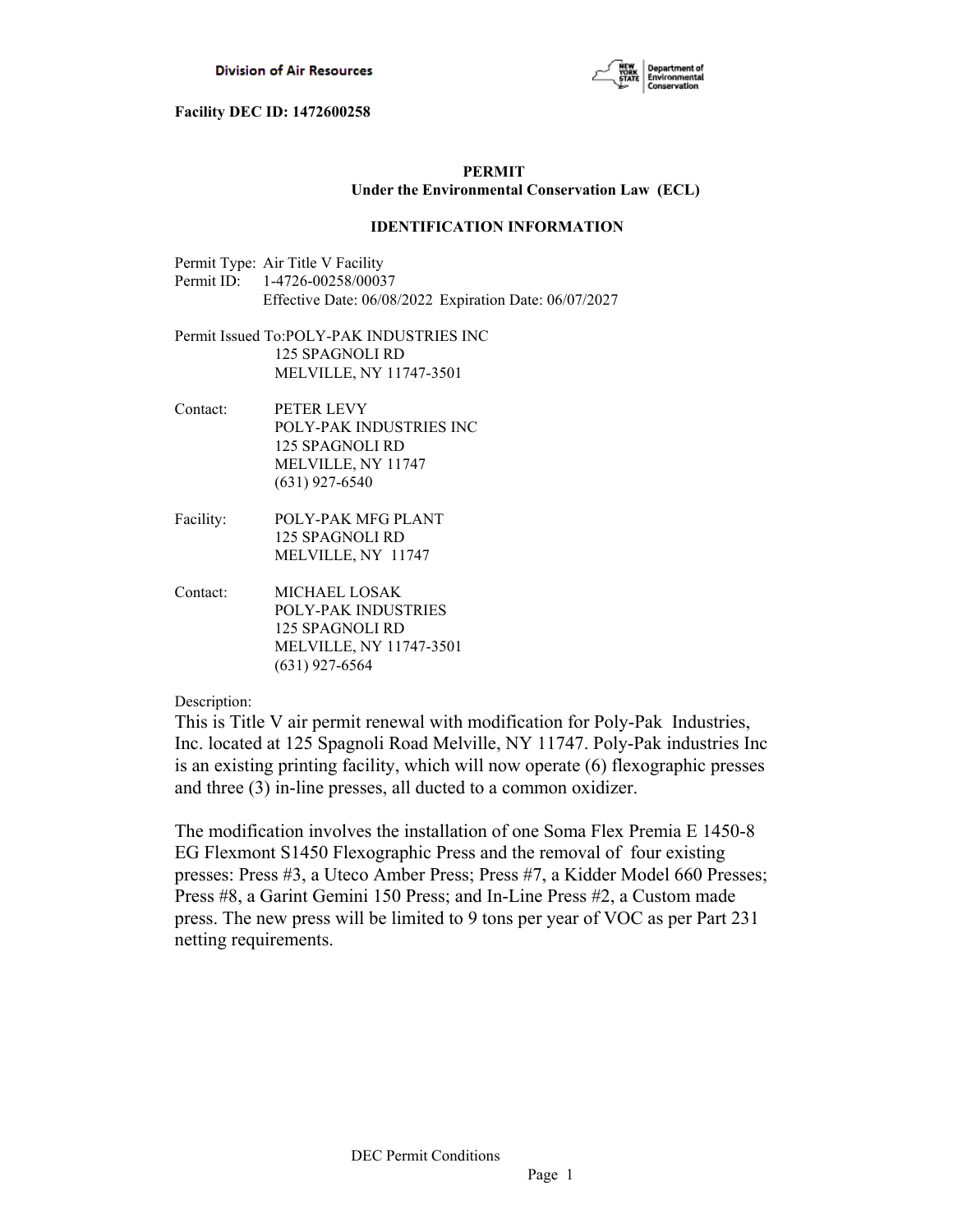Division of Air Resources

**Facility DEC ID: 1472600258**

**PERMIT**
**Under the Environmental Conservation Law (ECL)**

**IDENTIFICATION INFORMATION**

Permit Type: Air Title V Facility
Permit ID: 1-4726-00258/00037
Effective Date: 06/08/2022 Expiration Date: 06/07/2027

Permit Issued To: POLY-PAK INDUSTRIES INC
125 SPAGNOLI RD
MELVILLE, NY 11747-3501

Contact: PETER LEVY
POLY-PAK INDUSTRIES INC
125 SPAGNOLI RD
MELVILLE, NY 11747
(631) 927-6540

Facility: POLY-PAK MFG PLANT
125 SPAGNOLI RD
MELVILLE, NY 11747

Contact: MICHAEL LOSAK
POLY-PAK INDUSTRIES
125 SPAGNOLI RD
MELVILLE, NY 11747-3501
(631) 927-6564

Description:

This is Title V air permit renewal with modification for Poly-Pak Industries, Inc. located at 125 Spagnoli Road Melville, NY 11747. Poly-Pak industries Inc is an existing printing facility, which will now operate (6) flexographic presses and three (3) in-line presses, all ducted to a common oxidizer.

The modification involves the installation of one Soma Flex Premia E 1450-8 EG Flexmont S1450 Flexographic Press and the removal of four existing presses: Press #3, a Uteco Amber Press; Press #7, a Kidder Model 660 Presses; Press #8, a Garint Gemini 150 Press; and In-Line Press #2, a Custom made press. The new press will be limited to 9 tons per year of VOC as per Part 231 netting requirements.

DEC Permit Conditions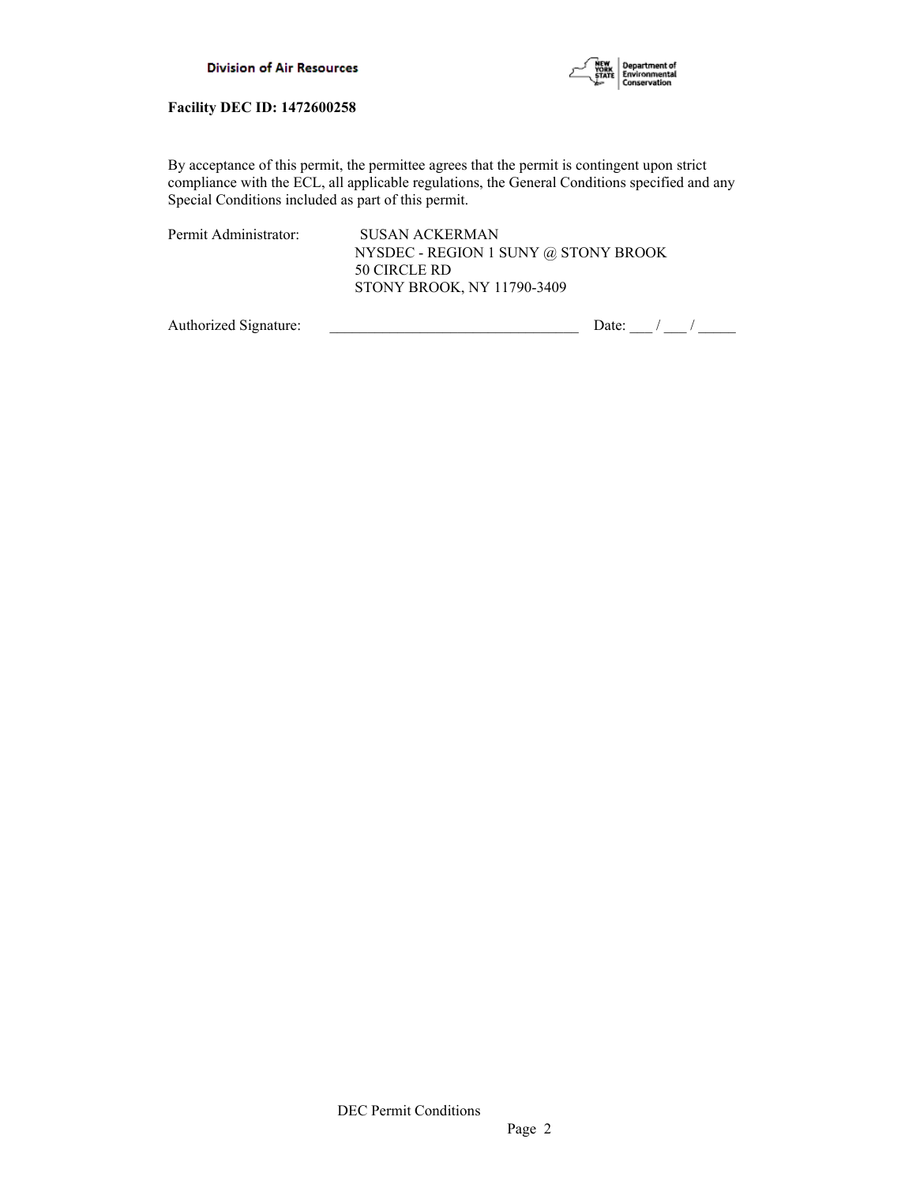**Facility DEC ID: 1472600258**

By acceptance of this permit, the permittee agrees that the permit is contingent upon strict compliance with the ECL, all applicable regulations, the General Conditions specified and any Special Conditions included as part of this permit.

Permit Administrator: SUSAN ACKERMAN
NYSDEC - REGION 1 SUNY @ STONY BROOK
50 CIRCLE RD
STONY BROOK, NY 11790-3409

Authorized Signature: ________________________________ Date: ___ / ___ / _____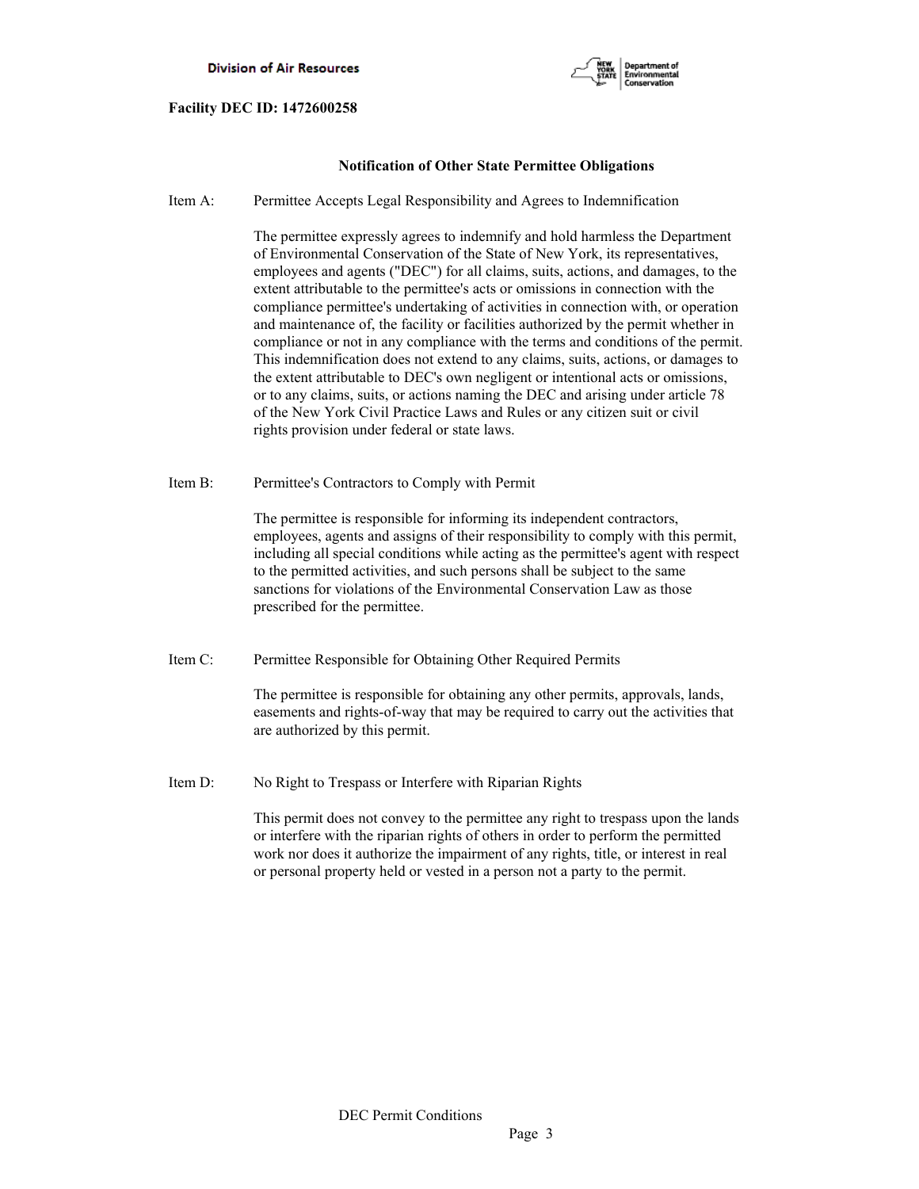**Facility DEC ID: 1472600258**

## Notification of Other State Permittee Obligations

Item A: Permittee Accepts Legal Responsibility and Agrees to Indemnification

The permittee expressly agrees to indemnify and hold harmless the Department of Environmental Conservation of the State of New York, its representatives, employees and agents ("DEC") for all claims, suits, actions, and damages, to the extent attributable to the permittee's acts or omissions in connection with the compliance permittee's undertaking of activities in connection with, or operation and maintenance of, the facility or facilities authorized by the permit whether in compliance or not in any compliance with the terms and conditions of the permit. This indemnification does not extend to any claims, suits, actions, or damages to the extent attributable to DEC's own negligent or intentional acts or omissions, or to any claims, suits, or actions naming the DEC and arising under article 78 of the New York Civil Practice Laws and Rules or any citizen suit or civil rights provision under federal or state laws.

Item B: Permittee's Contractors to Comply with Permit

The permittee is responsible for informing its independent contractors, employees, agents and assigns of their responsibility to comply with this permit, including all special conditions while acting as the permittee's agent with respect to the permitted activities, and such persons shall be subject to the same sanctions for violations of the Environmental Conservation Law as those prescribed for the permittee.

Item C: Permittee Responsible for Obtaining Other Required Permits

The permittee is responsible for obtaining any other permits, approvals, lands, easements and rights-of-way that may be required to carry out the activities that are authorized by this permit.

Item D: No Right to Trespass or Interfere with Riparian Rights

This permit does not convey to the permittee any right to trespass upon the lands or interfere with the riparian rights of others in order to perform the permitted work nor does it authorize the impairment of any rights, title, or interest in real or personal property held or vested in a person not a party to the permit.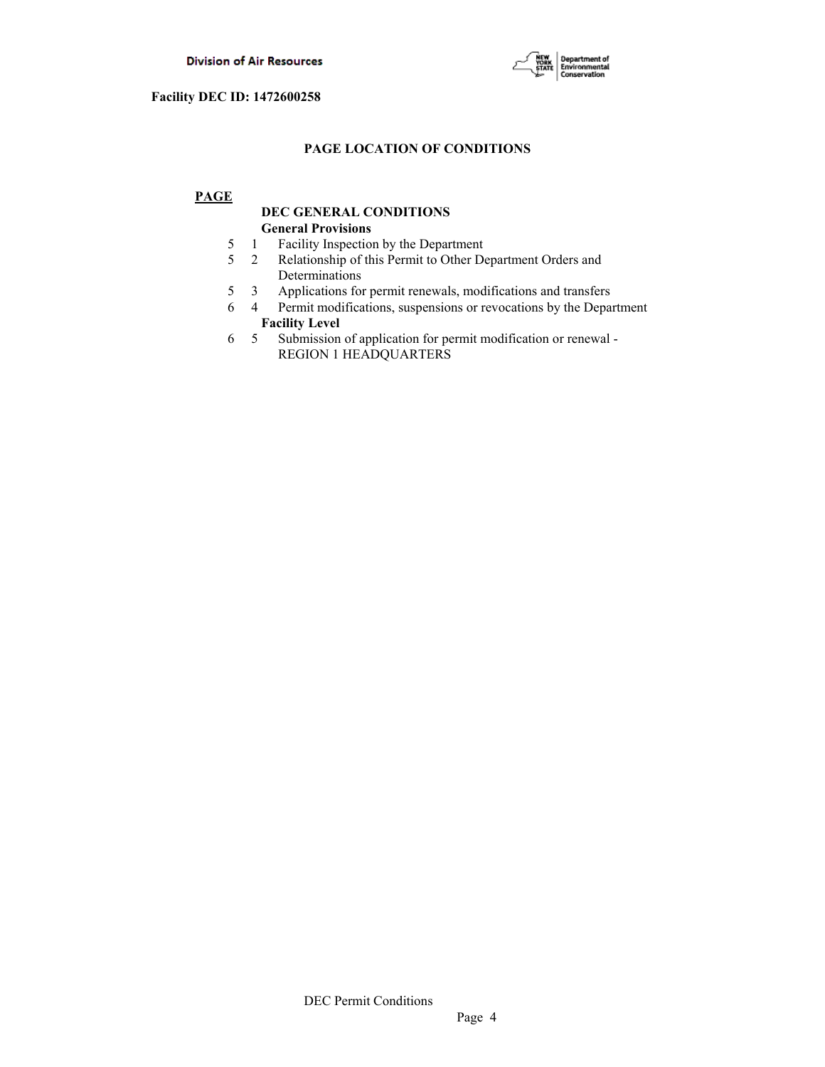**Facility DEC ID: 1472600258**

## PAGE LOCATION OF CONDITIONS

| PAGE | | |
|---|---|---|
| | | **DEC GENERAL CONDITIONS** |
| | | **General Provisions** |
| 5 | 1 | Facility Inspection by the Department |
| 5 | 2 | Relationship of this Permit to Other Department Orders and Determinations |
| 5 | 3 | Applications for permit renewals, modifications and transfers |
| 6 | 4 | Permit modifications, suspensions or revocations by the Department |
| | | **Facility Level** |
| 6 | 5 | Submission of application for permit modification or renewal - REGION 1 HEADQUARTERS |

DEC Permit Conditions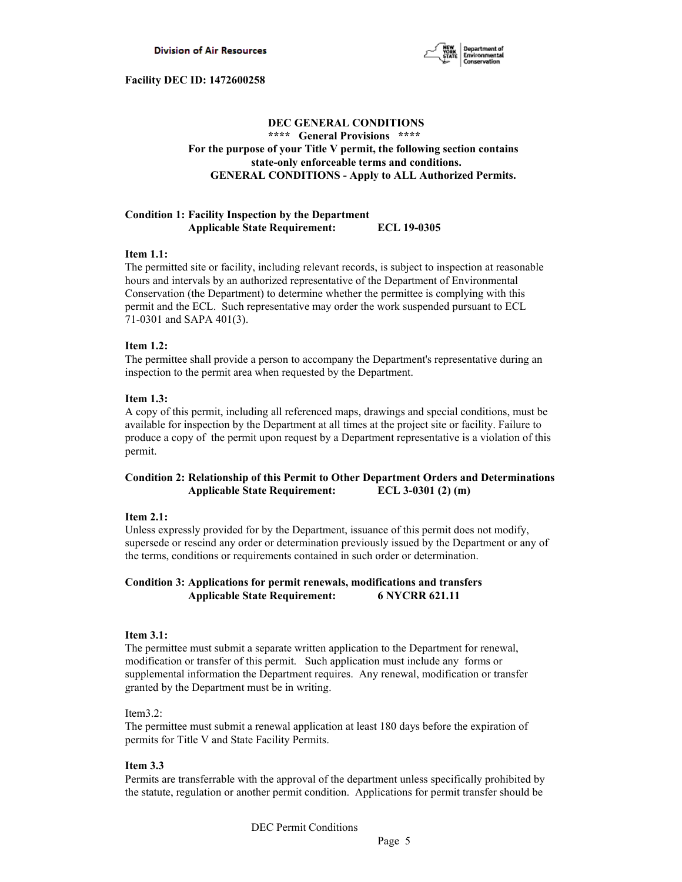**Facility DEC ID: 1472600258**

## DEC GENERAL CONDITIONS

**\*\*\*\* General Provisions \*\*\*\***

**For the purpose of your Title V permit, the following section contains state-only enforceable terms and conditions.**

**GENERAL CONDITIONS - Apply to ALL Authorized Permits.**

**Condition 1: Facility Inspection by the Department**
**Applicable State Requirement: ECL 19-0305**

**Item 1.1:**
The permitted site or facility, including relevant records, is subject to inspection at reasonable hours and intervals by an authorized representative of the Department of Environmental Conservation (the Department) to determine whether the permittee is complying with this permit and the ECL. Such representative may order the work suspended pursuant to ECL 71-0301 and SAPA 401(3).

**Item 1.2:**
The permittee shall provide a person to accompany the Department's representative during an inspection to the permit area when requested by the Department.

**Item 1.3:**
A copy of this permit, including all referenced maps, drawings and special conditions, must be available for inspection by the Department at all times at the project site or facility. Failure to produce a copy of the permit upon request by a Department representative is a violation of this permit.

**Condition 2: Relationship of this Permit to Other Department Orders and Determinations**
**Applicable State Requirement: ECL 3-0301 (2) (m)**

**Item 2.1:**
Unless expressly provided for by the Department, issuance of this permit does not modify, supersede or rescind any order or determination previously issued by the Department or any of the terms, conditions or requirements contained in such order or determination.

**Condition 3: Applications for permit renewals, modifications and transfers**
**Applicable State Requirement: 6 NYCRR 621.11**

**Item 3.1:**
The permittee must submit a separate written application to the Department for renewal, modification or transfer of this permit. Such application must include any forms or supplemental information the Department requires. Any renewal, modification or transfer granted by the Department must be in writing.

Item3.2:
The permittee must submit a renewal application at least 180 days before the expiration of permits for Title V and State Facility Permits.

**Item 3.3**
Permits are transferrable with the approval of the department unless specifically prohibited by the statute, regulation or another permit condition. Applications for permit transfer should be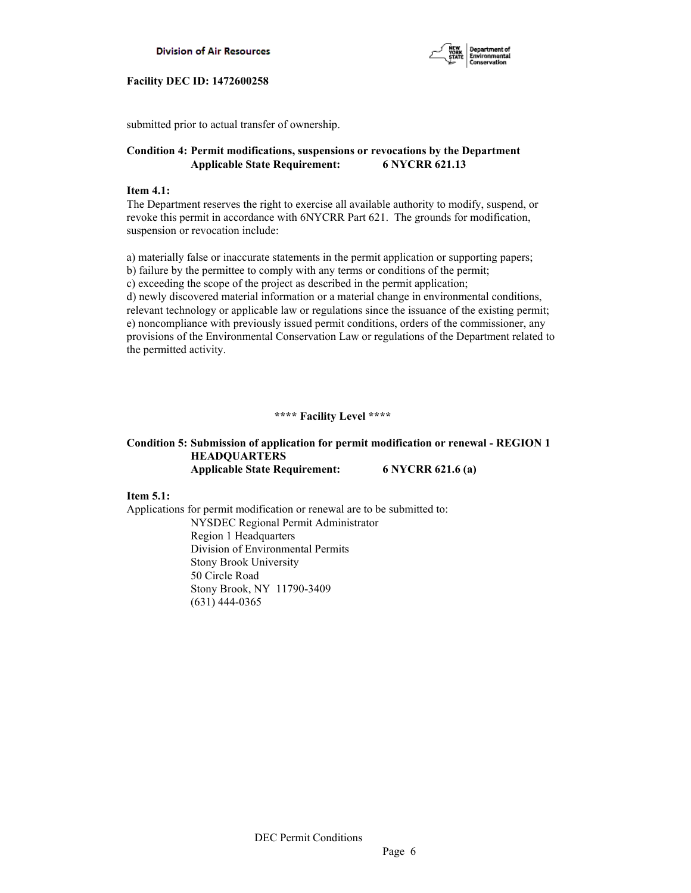submitted prior to actual transfer of ownership.

**Condition 4: Permit modifications, suspensions or revocations by the Department**
**Applicable State Requirement: 6 NYCRR 621.13**

**Item 4.1:**
The Department reserves the right to exercise all available authority to modify, suspend, or revoke this permit in accordance with 6NYCRR Part 621. The grounds for modification, suspension or revocation include:

a) materially false or inaccurate statements in the permit application or supporting papers;
b) failure by the permittee to comply with any terms or conditions of the permit;
c) exceeding the scope of the project as described in the permit application;
d) newly discovered material information or a material change in environmental conditions, relevant technology or applicable law or regulations since the issuance of the existing permit;
e) noncompliance with previously issued permit conditions, orders of the commissioner, any provisions of the Environmental Conservation Law or regulations of the Department related to the permitted activity.

**\*\*\*\* Facility Level \*\*\*\***

**Condition 5: Submission of application for permit modification or renewal - REGION 1 HEADQUARTERS**
**Applicable State Requirement: 6 NYCRR 621.6 (a)**

**Item 5.1:**
Applications for permit modification or renewal are to be submitted to:

NYSDEC Regional Permit Administrator
Region 1 Headquarters
Division of Environmental Permits
Stony Brook University
50 Circle Road
Stony Brook, NY 11790-3409
(631) 444-0365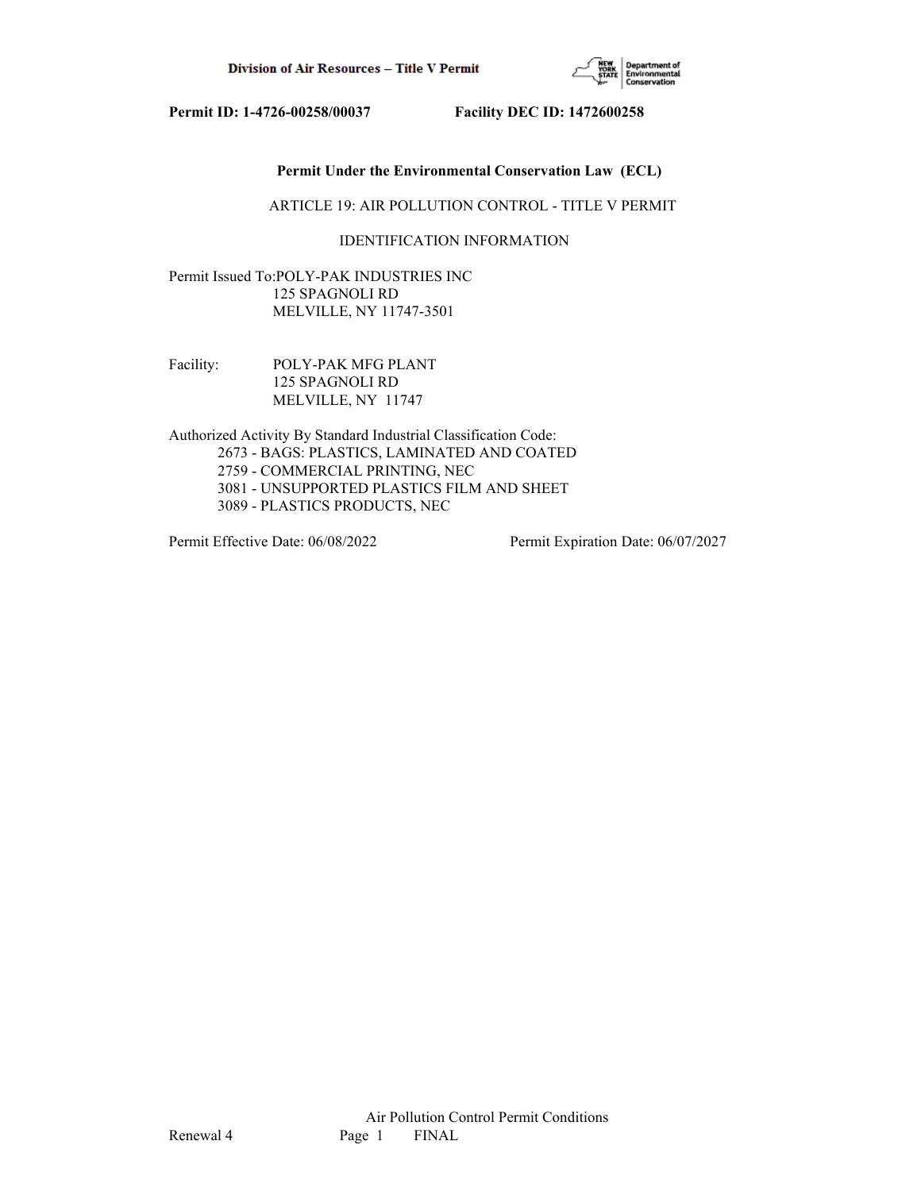**Permit ID: 1-4726-00258/00037 Facility DEC ID: 1472600258**

**Permit Under the Environmental Conservation Law (ECL)**

ARTICLE 19: AIR POLLUTION CONTROL - TITLE V PERMIT

IDENTIFICATION INFORMATION

Permit Issued To: POLY-PAK INDUSTRIES INC
125 SPAGNOLI RD
MELVILLE, NY 11747-3501

Facility: POLY-PAK MFG PLANT
125 SPAGNOLI RD
MELVILLE, NY 11747

Authorized Activity By Standard Industrial Classification Code:

- 2673 - BAGS: PLASTICS, LAMINATED AND COATED
- 2759 - COMMERCIAL PRINTING, NEC
- 3081 - UNSUPPORTED PLASTICS FILM AND SHEET
- 3089 - PLASTICS PRODUCTS, NEC

Permit Effective Date: 06/08/2022 Permit Expiration Date: 06/07/2027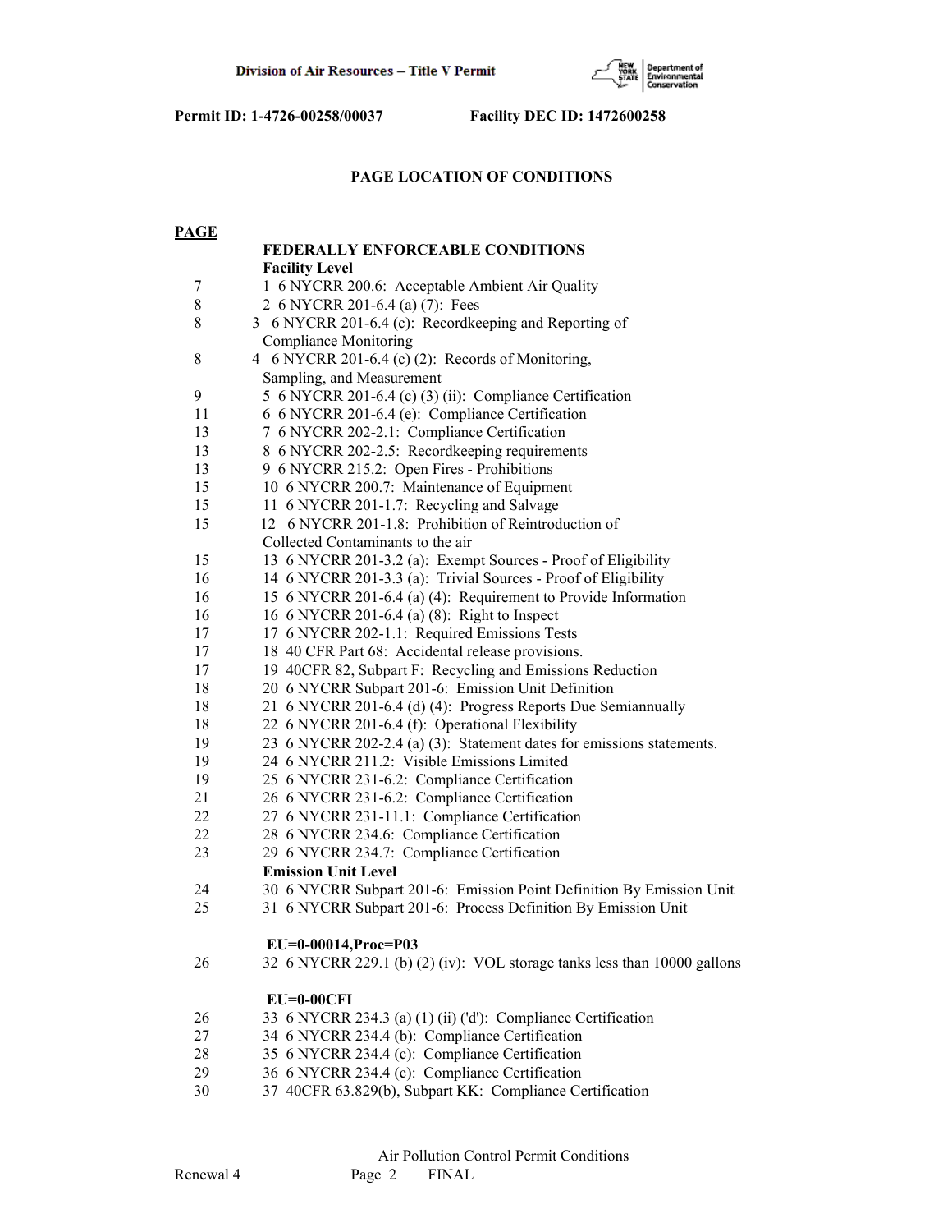**Permit ID: 1-4726-00258/00037 Facility DEC ID: 1472600258**

## PAGE LOCATION OF CONDITIONS

| PAGE | |
|---|---|
| | **FEDERALLY ENFORCEABLE CONDITIONS** |
| | **Facility Level** |
| 7 | 1 6 NYCRR 200.6: Acceptable Ambient Air Quality |
| 8 | 2 6 NYCRR 201-6.4 (a) (7): Fees |
| 8 | 3 6 NYCRR 201-6.4 (c): Recordkeeping and Reporting of Compliance Monitoring |
| 8 | 4 6 NYCRR 201-6.4 (c) (2): Records of Monitoring, Sampling, and Measurement |
| 9 | 5 6 NYCRR 201-6.4 (c) (3) (ii): Compliance Certification |
| 11 | 6 6 NYCRR 201-6.4 (e): Compliance Certification |
| 13 | 7 6 NYCRR 202-2.1: Compliance Certification |
| 13 | 8 6 NYCRR 202-2.5: Recordkeeping requirements |
| 13 | 9 6 NYCRR 215.2: Open Fires - Prohibitions |
| 15 | 10 6 NYCRR 200.7: Maintenance of Equipment |
| 15 | 11 6 NYCRR 201-1.7: Recycling and Salvage |
| 15 | 12 6 NYCRR 201-1.8: Prohibition of Reintroduction of Collected Contaminants to the air |
| 15 | 13 6 NYCRR 201-3.2 (a): Exempt Sources - Proof of Eligibility |
| 16 | 14 6 NYCRR 201-3.3 (a): Trivial Sources - Proof of Eligibility |
| 16 | 15 6 NYCRR 201-6.4 (a) (4): Requirement to Provide Information |
| 16 | 16 6 NYCRR 201-6.4 (a) (8): Right to Inspect |
| 17 | 17 6 NYCRR 202-1.1: Required Emissions Tests |
| 17 | 18 40 CFR Part 68: Accidental release provisions. |
| 17 | 19 40CFR 82, Subpart F: Recycling and Emissions Reduction |
| 18 | 20 6 NYCRR Subpart 201-6: Emission Unit Definition |
| 18 | 21 6 NYCRR 201-6.4 (d) (4): Progress Reports Due Semiannually |
| 18 | 22 6 NYCRR 201-6.4 (f): Operational Flexibility |
| 19 | 23 6 NYCRR 202-2.4 (a) (3): Statement dates for emissions statements. |
| 19 | 24 6 NYCRR 211.2: Visible Emissions Limited |
| 19 | 25 6 NYCRR 231-6.2: Compliance Certification |
| 21 | 26 6 NYCRR 231-6.2: Compliance Certification |
| 22 | 27 6 NYCRR 231-11.1: Compliance Certification |
| 22 | 28 6 NYCRR 234.6: Compliance Certification |
| 23 | 29 6 NYCRR 234.7: Compliance Certification |
| | **Emission Unit Level** |
| 24 | 30 6 NYCRR Subpart 201-6: Emission Point Definition By Emission Unit |
| 25 | 31 6 NYCRR Subpart 201-6: Process Definition By Emission Unit |
| | **EU=0-00014,Proc=P03** |
| 26 | 32 6 NYCRR 229.1 (b) (2) (iv): VOL storage tanks less than 10000 gallons |
| | **EU=0-00CFI** |
| 26 | 33 6 NYCRR 234.3 (a) (1) (ii) ('d'): Compliance Certification |
| 27 | 34 6 NYCRR 234.4 (b): Compliance Certification |
| 28 | 35 6 NYCRR 234.4 (c): Compliance Certification |
| 29 | 36 6 NYCRR 234.4 (c): Compliance Certification |
| 30 | 37 40CFR 63.829(b), Subpart KK: Compliance Certification |

Air Pollution Control Permit Conditions

Renewal 4 Page 2 FINAL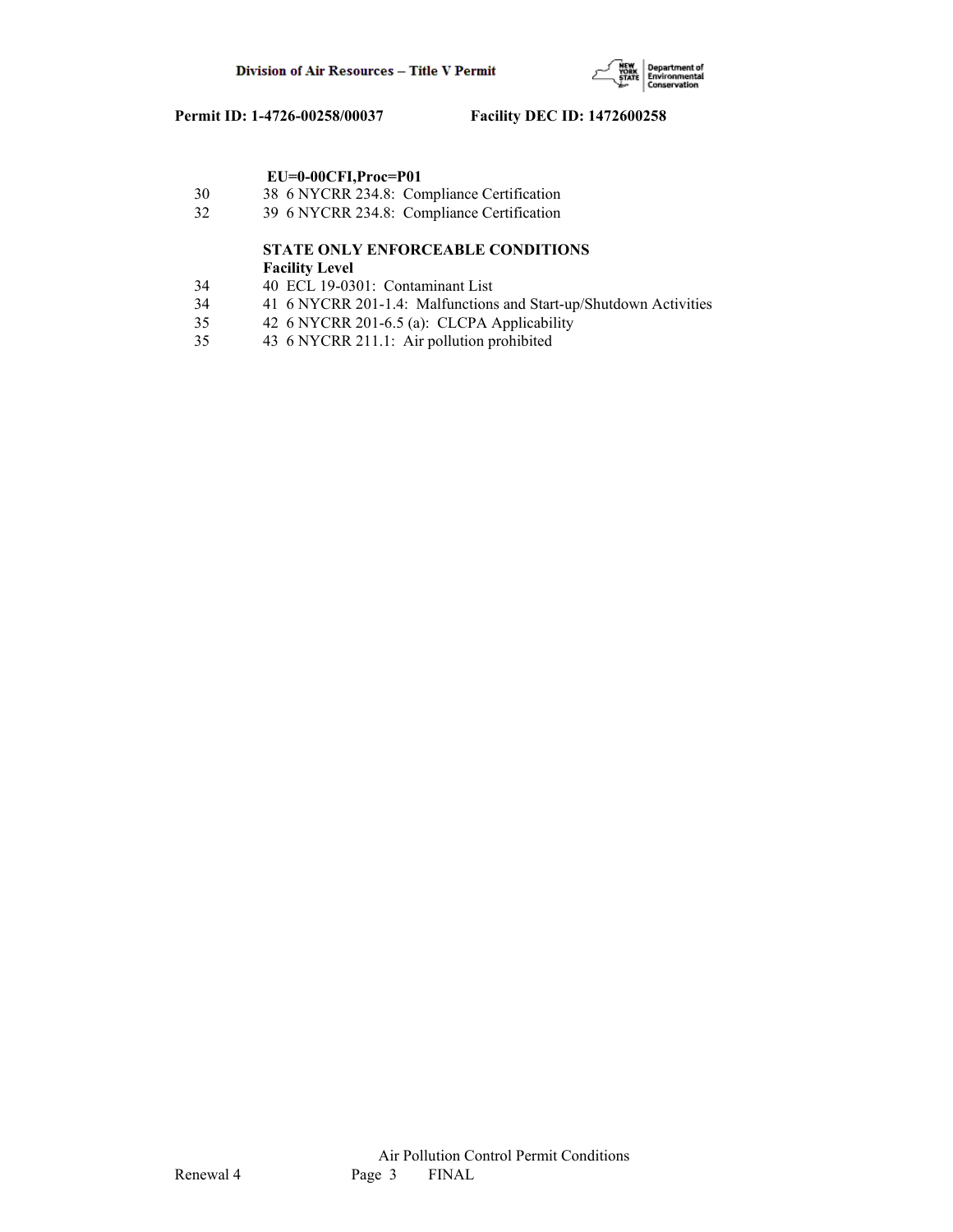**EU=0-00CFI,Proc=P01**

30 38 6 NYCRR 234.8: Compliance Certification
32 39 6 NYCRR 234.8: Compliance Certification

**STATE ONLY ENFORCEABLE CONDITIONS**
**Facility Level**

34 40 ECL 19-0301: Contaminant List
34 41 6 NYCRR 201-1.4: Malfunctions and Start-up/Shutdown Activities
35 42 6 NYCRR 201-6.5 (a): CLCPA Applicability
35 43 6 NYCRR 211.1: Air pollution prohibited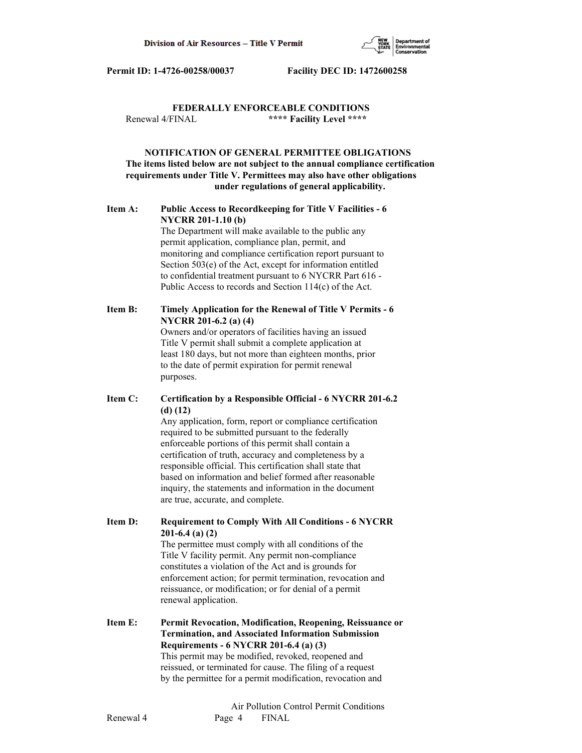**FEDERALLY ENFORCEABLE CONDITIONS**

Renewal 4/FINAL **** Facility Level ****

**NOTIFICATION OF GENERAL PERMITTEE OBLIGATIONS**
**The items listed below are not subject to the annual compliance certification requirements under Title V. Permittees may also have other obligations under regulations of general applicability.**

**Item A: Public Access to Recordkeeping for Title V Facilities - 6 NYCRR 201-1.10 (b)**

The Department will make available to the public any permit application, compliance plan, permit, and monitoring and compliance certification report pursuant to Section 503(e) of the Act, except for information entitled to confidential treatment pursuant to 6 NYCRR Part 616 - Public Access to records and Section 114(c) of the Act.

**Item B: Timely Application for the Renewal of Title V Permits - 6 NYCRR 201-6.2 (a) (4)**

Owners and/or operators of facilities having an issued Title V permit shall submit a complete application at least 180 days, but not more than eighteen months, prior to the date of permit expiration for permit renewal purposes.

**Item C: Certification by a Responsible Official - 6 NYCRR 201-6.2 (d) (12)**

Any application, form, report or compliance certification required to be submitted pursuant to the federally enforceable portions of this permit shall contain a certification of truth, accuracy and completeness by a responsible official. This certification shall state that based on information and belief formed after reasonable inquiry, the statements and information in the document are true, accurate, and complete.

**Item D: Requirement to Comply With All Conditions - 6 NYCRR 201-6.4 (a) (2)**

The permittee must comply with all conditions of the Title V facility permit. Any permit non-compliance constitutes a violation of the Act and is grounds for enforcement action; for permit termination, revocation and reissuance, or modification; or for denial of a permit renewal application.

**Item E: Permit Revocation, Modification, Reopening, Reissuance or Termination, and Associated Information Submission Requirements - 6 NYCRR 201-6.4 (a) (3)**

This permit may be modified, revoked, reopened and reissued, or terminated for cause. The filing of a request by the permittee for a permit modification, revocation and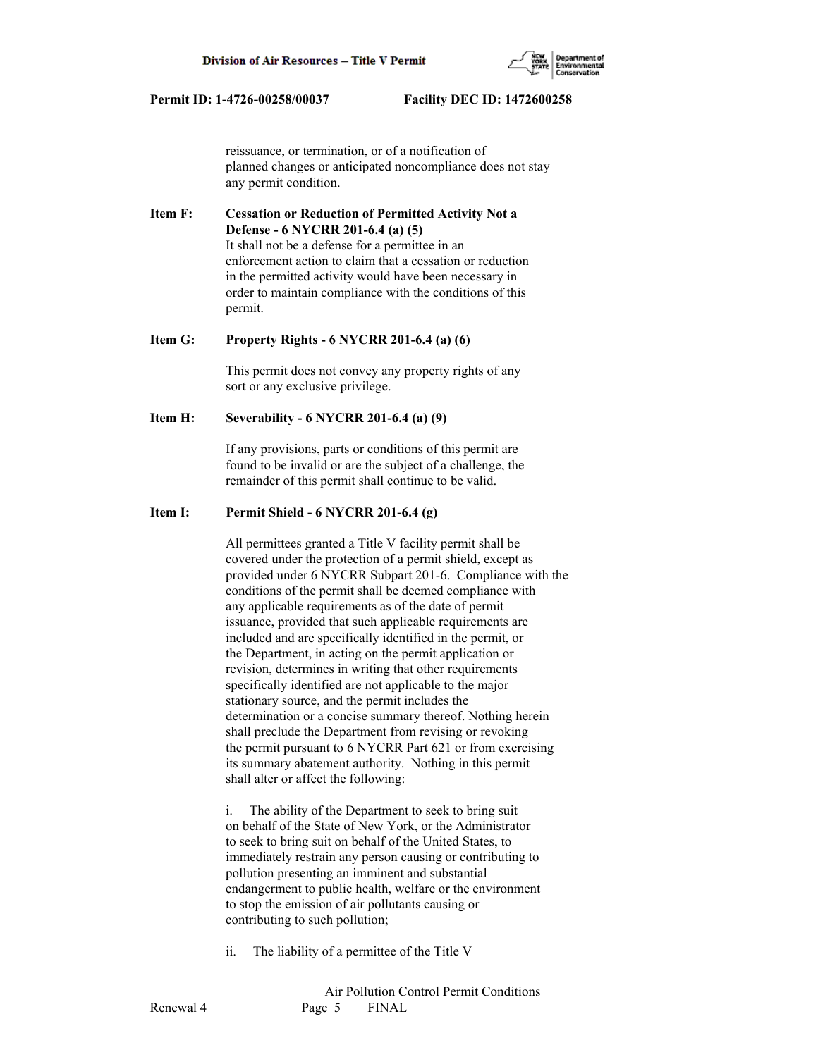reissuance, or termination, or of a notification of planned changes or anticipated noncompliance does not stay any permit condition.

**Item F: Cessation or Reduction of Permitted Activity Not a Defense - 6 NYCRR 201-6.4 (a) (5)**

It shall not be a defense for a permittee in an enforcement action to claim that a cessation or reduction in the permitted activity would have been necessary in order to maintain compliance with the conditions of this permit.

**Item G: Property Rights - 6 NYCRR 201-6.4 (a) (6)**

This permit does not convey any property rights of any sort or any exclusive privilege.

**Item H: Severability - 6 NYCRR 201-6.4 (a) (9)**

If any provisions, parts or conditions of this permit are found to be invalid or are the subject of a challenge, the remainder of this permit shall continue to be valid.

**Item I: Permit Shield - 6 NYCRR 201-6.4 (g)**

All permittees granted a Title V facility permit shall be covered under the protection of a permit shield, except as provided under 6 NYCRR Subpart 201-6. Compliance with the conditions of the permit shall be deemed compliance with any applicable requirements as of the date of permit issuance, provided that such applicable requirements are included and are specifically identified in the permit, or the Department, in acting on the permit application or revision, determines in writing that other requirements specifically identified are not applicable to the major stationary source, and the permit includes the determination or a concise summary thereof. Nothing herein shall preclude the Department from revising or revoking the permit pursuant to 6 NYCRR Part 621 or from exercising its summary abatement authority. Nothing in this permit shall alter or affect the following:

i. The ability of the Department to seek to bring suit on behalf of the State of New York, or the Administrator to seek to bring suit on behalf of the United States, to immediately restrain any person causing or contributing to pollution presenting an imminent and substantial endangerment to public health, welfare or the environment to stop the emission of air pollutants causing or contributing to such pollution;

ii. The liability of a permittee of the Title V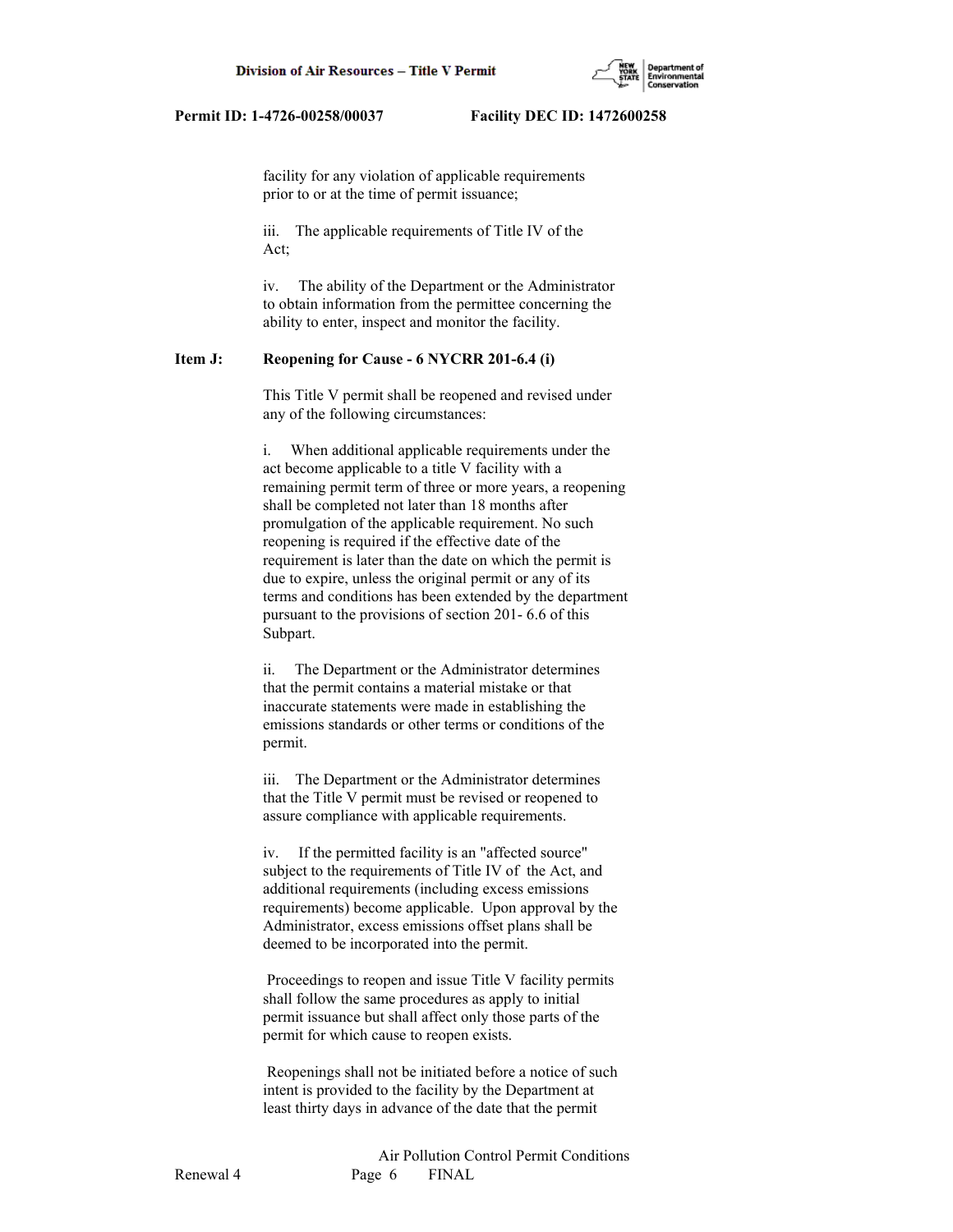facility for any violation of applicable requirements prior to or at the time of permit issuance;

iii. The applicable requirements of Title IV of the Act;

iv. The ability of the Department or the Administrator to obtain information from the permittee concerning the ability to enter, inspect and monitor the facility.

**Item J: Reopening for Cause - 6 NYCRR 201-6.4 (i)**

This Title V permit shall be reopened and revised under any of the following circumstances:

i. When additional applicable requirements under the act become applicable to a title V facility with a remaining permit term of three or more years, a reopening shall be completed not later than 18 months after promulgation of the applicable requirement. No such reopening is required if the effective date of the requirement is later than the date on which the permit is due to expire, unless the original permit or any of its terms and conditions has been extended by the department pursuant to the provisions of section 201- 6.6 of this Subpart.

ii. The Department or the Administrator determines that the permit contains a material mistake or that inaccurate statements were made in establishing the emissions standards or other terms or conditions of the permit.

iii. The Department or the Administrator determines that the Title V permit must be revised or reopened to assure compliance with applicable requirements.

iv. If the permitted facility is an "affected source" subject to the requirements of Title IV of the Act, and additional requirements (including excess emissions requirements) become applicable. Upon approval by the Administrator, excess emissions offset plans shall be deemed to be incorporated into the permit.

Proceedings to reopen and issue Title V facility permits shall follow the same procedures as apply to initial permit issuance but shall affect only those parts of the permit for which cause to reopen exists.

Reopenings shall not be initiated before a notice of such intent is provided to the facility by the Department at least thirty days in advance of the date that the permit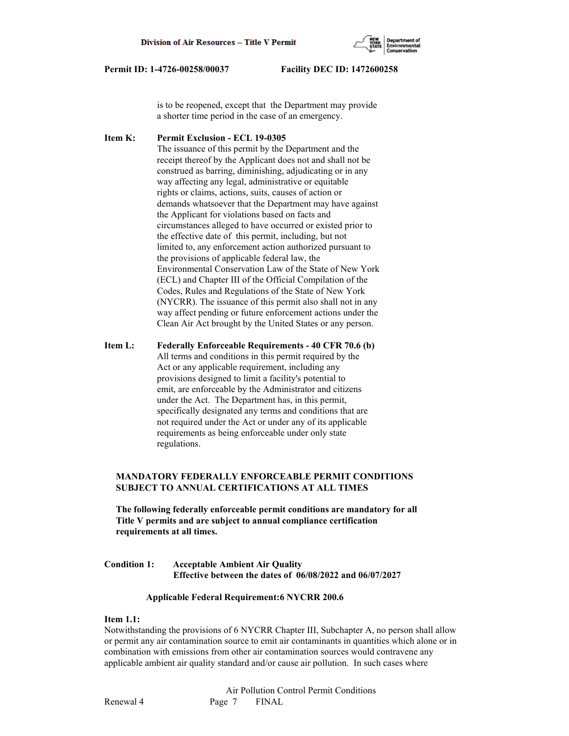is to be reopened, except that the Department may provide a shorter time period in the case of an emergency.

**Item K: Permit Exclusion - ECL 19-0305**

The issuance of this permit by the Department and the receipt thereof by the Applicant does not and shall not be construed as barring, diminishing, adjudicating or in any way affecting any legal, administrative or equitable rights or claims, actions, suits, causes of action or demands whatsoever that the Department may have against the Applicant for violations based on facts and circumstances alleged to have occurred or existed prior to the effective date of this permit, including, but not limited to, any enforcement action authorized pursuant to the provisions of applicable federal law, the Environmental Conservation Law of the State of New York (ECL) and Chapter III of the Official Compilation of the Codes, Rules and Regulations of the State of New York (NYCRR). The issuance of this permit also shall not in any way affect pending or future enforcement actions under the Clean Air Act brought by the United States or any person.

**Item L: Federally Enforceable Requirements - 40 CFR 70.6 (b)**

All terms and conditions in this permit required by the Act or any applicable requirement, including any provisions designed to limit a facility's potential to emit, are enforceable by the Administrator and citizens under the Act. The Department has, in this permit, specifically designated any terms and conditions that are not required under the Act or under any of its applicable requirements as being enforceable under only state regulations.

**MANDATORY FEDERALLY ENFORCEABLE PERMIT CONDITIONS SUBJECT TO ANNUAL CERTIFICATIONS AT ALL TIMES**

**The following federally enforceable permit conditions are mandatory for all Title V permits and are subject to annual compliance certification requirements at all times.**

**Condition 1: Acceptable Ambient Air Quality**
**Effective between the dates of 06/08/2022 and 06/07/2027**

**Applicable Federal Requirement:6 NYCRR 200.6**

**Item 1.1:**

Notwithstanding the provisions of 6 NYCRR Chapter III, Subchapter A, no person shall allow or permit any air contamination source to emit air contaminants in quantities which alone or in combination with emissions from other air contamination sources would contravene any applicable ambient air quality standard and/or cause air pollution. In such cases where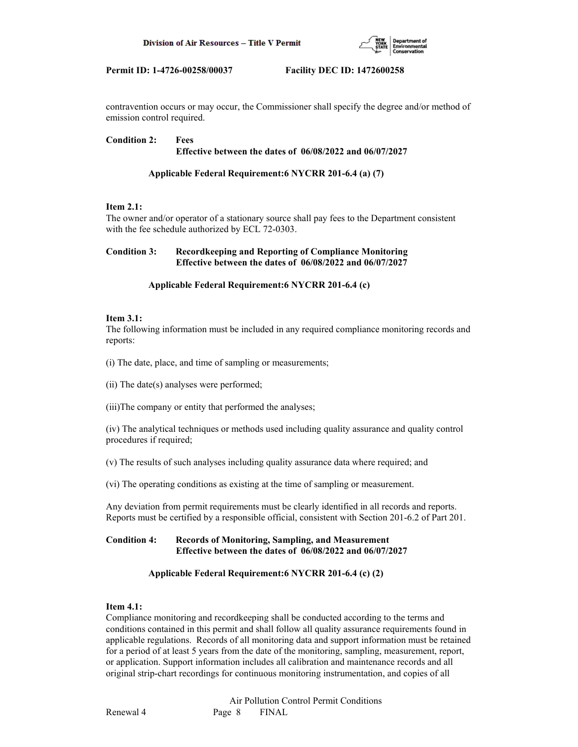contravention occurs or may occur, the Commissioner shall specify the degree and/or method of emission control required.

**Condition 2: Fees**
**Effective between the dates of 06/08/2022 and 06/07/2027**

**Applicable Federal Requirement:6 NYCRR 201-6.4 (a) (7)**

**Item 2.1:**
The owner and/or operator of a stationary source shall pay fees to the Department consistent with the fee schedule authorized by ECL 72-0303.

**Condition 3: Recordkeeping and Reporting of Compliance Monitoring**
**Effective between the dates of 06/08/2022 and 06/07/2027**

**Applicable Federal Requirement:6 NYCRR 201-6.4 (c)**

**Item 3.1:**
The following information must be included in any required compliance monitoring records and reports:

(i) The date, place, and time of sampling or measurements;

(ii) The date(s) analyses were performed;

(iii)The company or entity that performed the analyses;

(iv) The analytical techniques or methods used including quality assurance and quality control procedures if required;

(v) The results of such analyses including quality assurance data where required; and

(vi) The operating conditions as existing at the time of sampling or measurement.

Any deviation from permit requirements must be clearly identified in all records and reports. Reports must be certified by a responsible official, consistent with Section 201-6.2 of Part 201.

**Condition 4: Records of Monitoring, Sampling, and Measurement**
**Effective between the dates of 06/08/2022 and 06/07/2027**

**Applicable Federal Requirement:6 NYCRR 201-6.4 (c) (2)**

**Item 4.1:**
Compliance monitoring and recordkeeping shall be conducted according to the terms and conditions contained in this permit and shall follow all quality assurance requirements found in applicable regulations. Records of all monitoring data and support information must be retained for a period of at least 5 years from the date of the monitoring, sampling, measurement, report, or application. Support information includes all calibration and maintenance records and all original strip-chart recordings for continuous monitoring instrumentation, and copies of all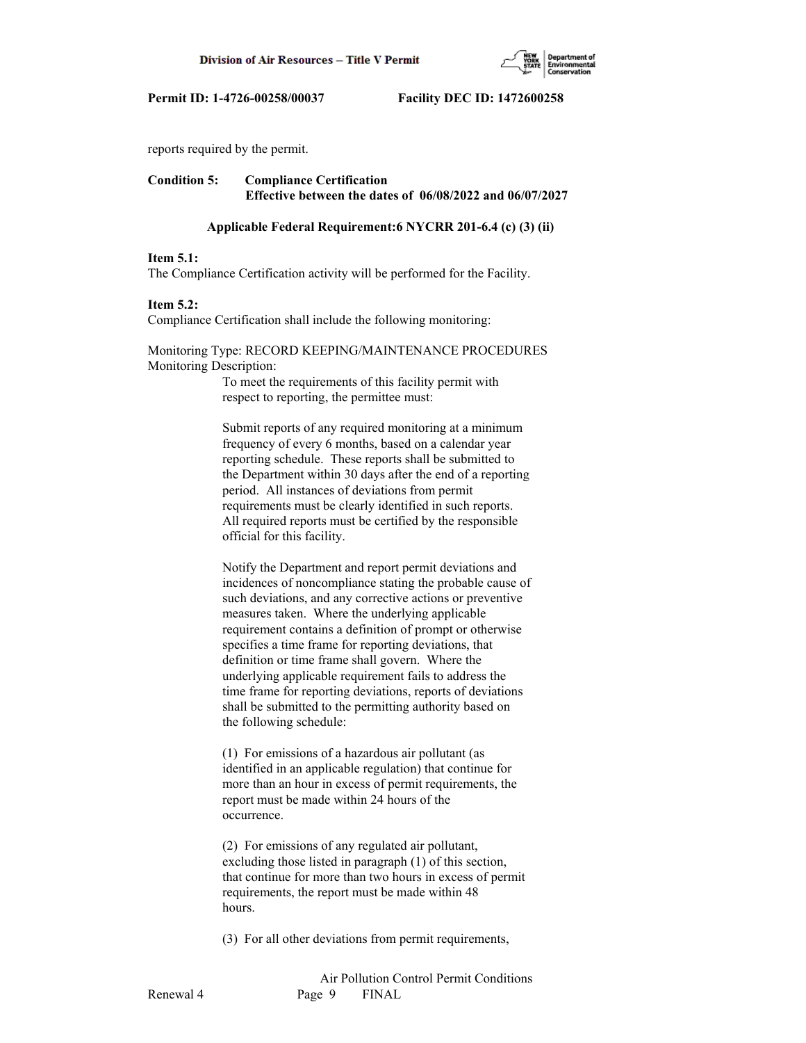reports required by the permit.

**Condition 5: Compliance Certification**
**Effective between the dates of 06/08/2022 and 06/07/2027**

**Applicable Federal Requirement:6 NYCRR 201-6.4 (c) (3) (ii)**

**Item 5.1:**
The Compliance Certification activity will be performed for the Facility.

**Item 5.2:**
Compliance Certification shall include the following monitoring:

Monitoring Type: RECORD KEEPING/MAINTENANCE PROCEDURES
Monitoring Description:

To meet the requirements of this facility permit with respect to reporting, the permittee must:

Submit reports of any required monitoring at a minimum frequency of every 6 months, based on a calendar year reporting schedule. These reports shall be submitted to the Department within 30 days after the end of a reporting period. All instances of deviations from permit requirements must be clearly identified in such reports. All required reports must be certified by the responsible official for this facility.

Notify the Department and report permit deviations and incidences of noncompliance stating the probable cause of such deviations, and any corrective actions or preventive measures taken. Where the underlying applicable requirement contains a definition of prompt or otherwise specifies a time frame for reporting deviations, that definition or time frame shall govern. Where the underlying applicable requirement fails to address the time frame for reporting deviations, reports of deviations shall be submitted to the permitting authority based on the following schedule:

(1) For emissions of a hazardous air pollutant (as identified in an applicable regulation) that continue for more than an hour in excess of permit requirements, the report must be made within 24 hours of the occurrence.

(2) For emissions of any regulated air pollutant, excluding those listed in paragraph (1) of this section, that continue for more than two hours in excess of permit requirements, the report must be made within 48 hours.

(3) For all other deviations from permit requirements,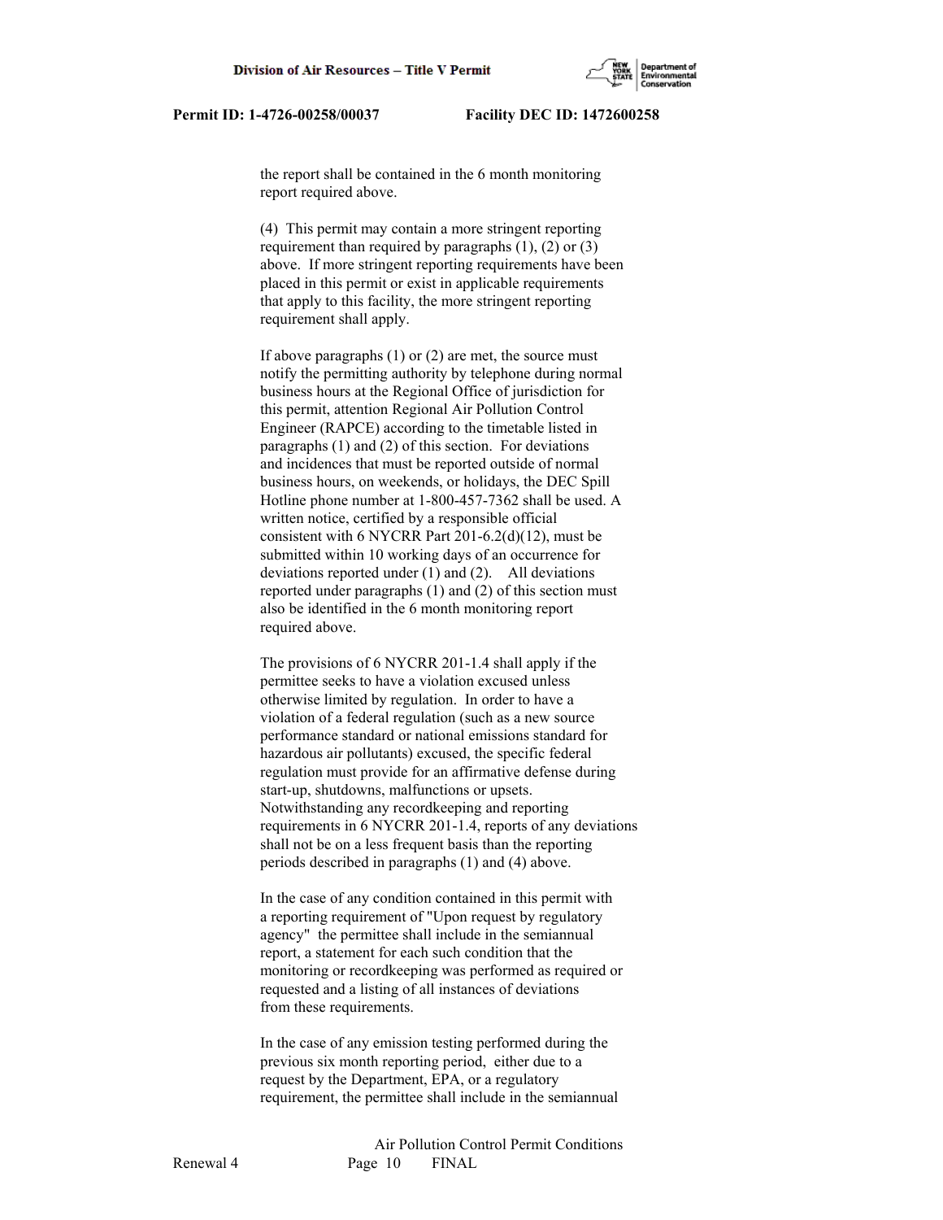the report shall be contained in the 6 month monitoring report required above.

(4) This permit may contain a more stringent reporting requirement than required by paragraphs (1), (2) or (3) above. If more stringent reporting requirements have been placed in this permit or exist in applicable requirements that apply to this facility, the more stringent reporting requirement shall apply.

If above paragraphs (1) or (2) are met, the source must notify the permitting authority by telephone during normal business hours at the Regional Office of jurisdiction for this permit, attention Regional Air Pollution Control Engineer (RAPCE) according to the timetable listed in paragraphs (1) and (2) of this section. For deviations and incidences that must be reported outside of normal business hours, on weekends, or holidays, the DEC Spill Hotline phone number at 1-800-457-7362 shall be used. A written notice, certified by a responsible official consistent with 6 NYCRR Part 201-6.2(d)(12), must be submitted within 10 working days of an occurrence for deviations reported under (1) and (2). All deviations reported under paragraphs (1) and (2) of this section must also be identified in the 6 month monitoring report required above.

The provisions of 6 NYCRR 201-1.4 shall apply if the permittee seeks to have a violation excused unless otherwise limited by regulation. In order to have a violation of a federal regulation (such as a new source performance standard or national emissions standard for hazardous air pollutants) excused, the specific federal regulation must provide for an affirmative defense during start-up, shutdowns, malfunctions or upsets. Notwithstanding any recordkeeping and reporting requirements in 6 NYCRR 201-1.4, reports of any deviations shall not be on a less frequent basis than the reporting periods described in paragraphs (1) and (4) above.

In the case of any condition contained in this permit with a reporting requirement of "Upon request by regulatory agency" the permittee shall include in the semiannual report, a statement for each such condition that the monitoring or recordkeeping was performed as required or requested and a listing of all instances of deviations from these requirements.

In the case of any emission testing performed during the previous six month reporting period, either due to a request by the Department, EPA, or a regulatory requirement, the permittee shall include in the semiannual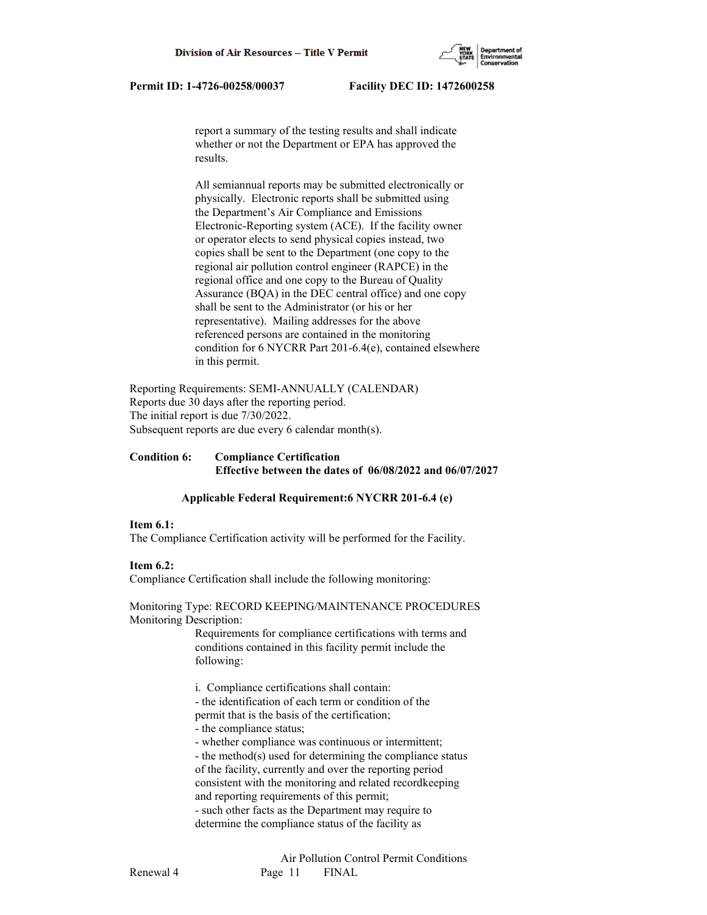report a summary of the testing results and shall indicate whether or not the Department or EPA has approved the results.

All semiannual reports may be submitted electronically or physically. Electronic reports shall be submitted using the Department's Air Compliance and Emissions Electronic-Reporting system (ACE). If the facility owner or operator elects to send physical copies instead, two copies shall be sent to the Department (one copy to the regional air pollution control engineer (RAPCE) in the regional office and one copy to the Bureau of Quality Assurance (BQA) in the DEC central office) and one copy shall be sent to the Administrator (or his or her representative). Mailing addresses for the above referenced persons are contained in the monitoring condition for 6 NYCRR Part 201-6.4(e), contained elsewhere in this permit.

Reporting Requirements: SEMI-ANNUALLY (CALENDAR)
Reports due 30 days after the reporting period.
The initial report is due 7/30/2022.
Subsequent reports are due every 6 calendar month(s).

**Condition 6: Compliance Certification**
**Effective between the dates of 06/08/2022 and 06/07/2027**

**Applicable Federal Requirement:6 NYCRR 201-6.4 (e)**

**Item 6.1:**
The Compliance Certification activity will be performed for the Facility.

**Item 6.2:**
Compliance Certification shall include the following monitoring:

Monitoring Type: RECORD KEEPING/MAINTENANCE PROCEDURES
Monitoring Description:

Requirements for compliance certifications with terms and conditions contained in this facility permit include the following:

i. Compliance certifications shall contain:
- the identification of each term or condition of the permit that is the basis of the certification;
- the compliance status;
- whether compliance was continuous or intermittent;
- the method(s) used for determining the compliance status of the facility, currently and over the reporting period consistent with the monitoring and related recordkeeping and reporting requirements of this permit;
- such other facts as the Department may require to determine the compliance status of the facility as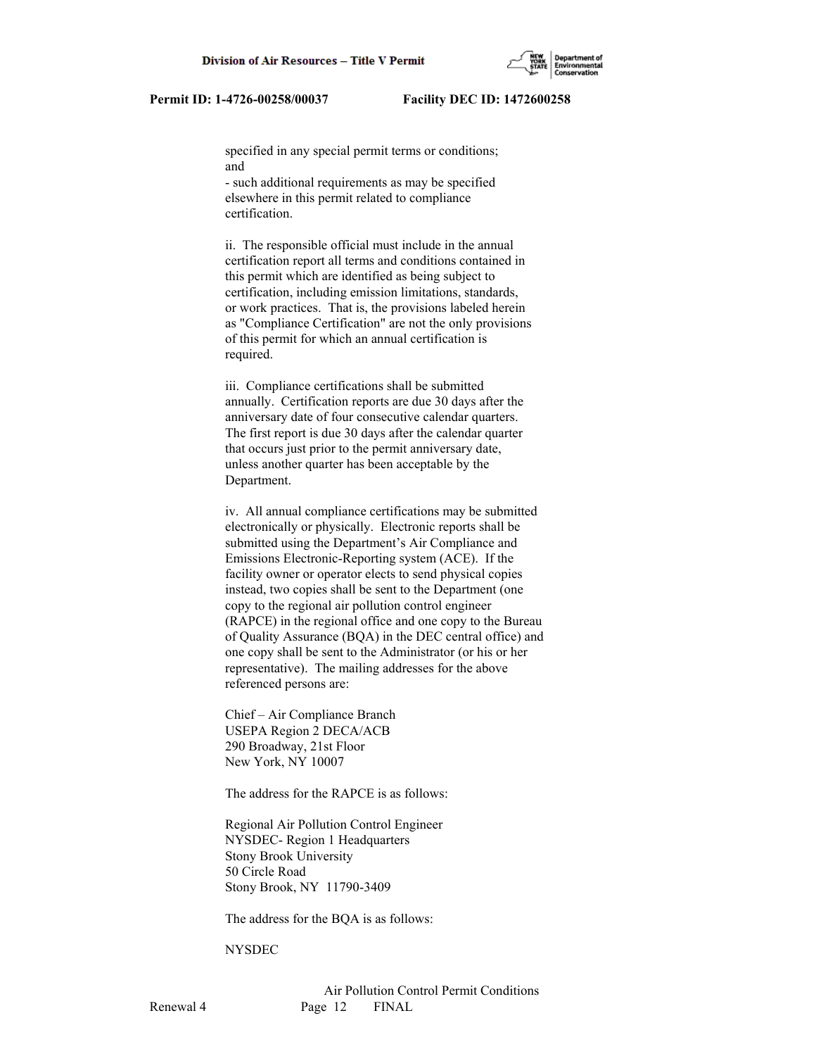specified in any special permit terms or conditions; and
- such additional requirements as may be specified elsewhere in this permit related to compliance certification.

ii. The responsible official must include in the annual certification report all terms and conditions contained in this permit which are identified as being subject to certification, including emission limitations, standards, or work practices. That is, the provisions labeled herein as "Compliance Certification" are not the only provisions of this permit for which an annual certification is required.

iii. Compliance certifications shall be submitted annually. Certification reports are due 30 days after the anniversary date of four consecutive calendar quarters. The first report is due 30 days after the calendar quarter that occurs just prior to the permit anniversary date, unless another quarter has been acceptable by the Department.

iv. All annual compliance certifications may be submitted electronically or physically. Electronic reports shall be submitted using the Department's Air Compliance and Emissions Electronic-Reporting system (ACE). If the facility owner or operator elects to send physical copies instead, two copies shall be sent to the Department (one copy to the regional air pollution control engineer (RAPCE) in the regional office and one copy to the Bureau of Quality Assurance (BQA) in the DEC central office) and one copy shall be sent to the Administrator (or his or her representative). The mailing addresses for the above referenced persons are:

Chief – Air Compliance Branch
USEPA Region 2 DECA/ACB
290 Broadway, 21st Floor
New York, NY 10007

The address for the RAPCE is as follows:

Regional Air Pollution Control Engineer
NYSDEC- Region 1 Headquarters
Stony Brook University
50 Circle Road
Stony Brook, NY 11790-3409

The address for the BQA is as follows:

NYSDEC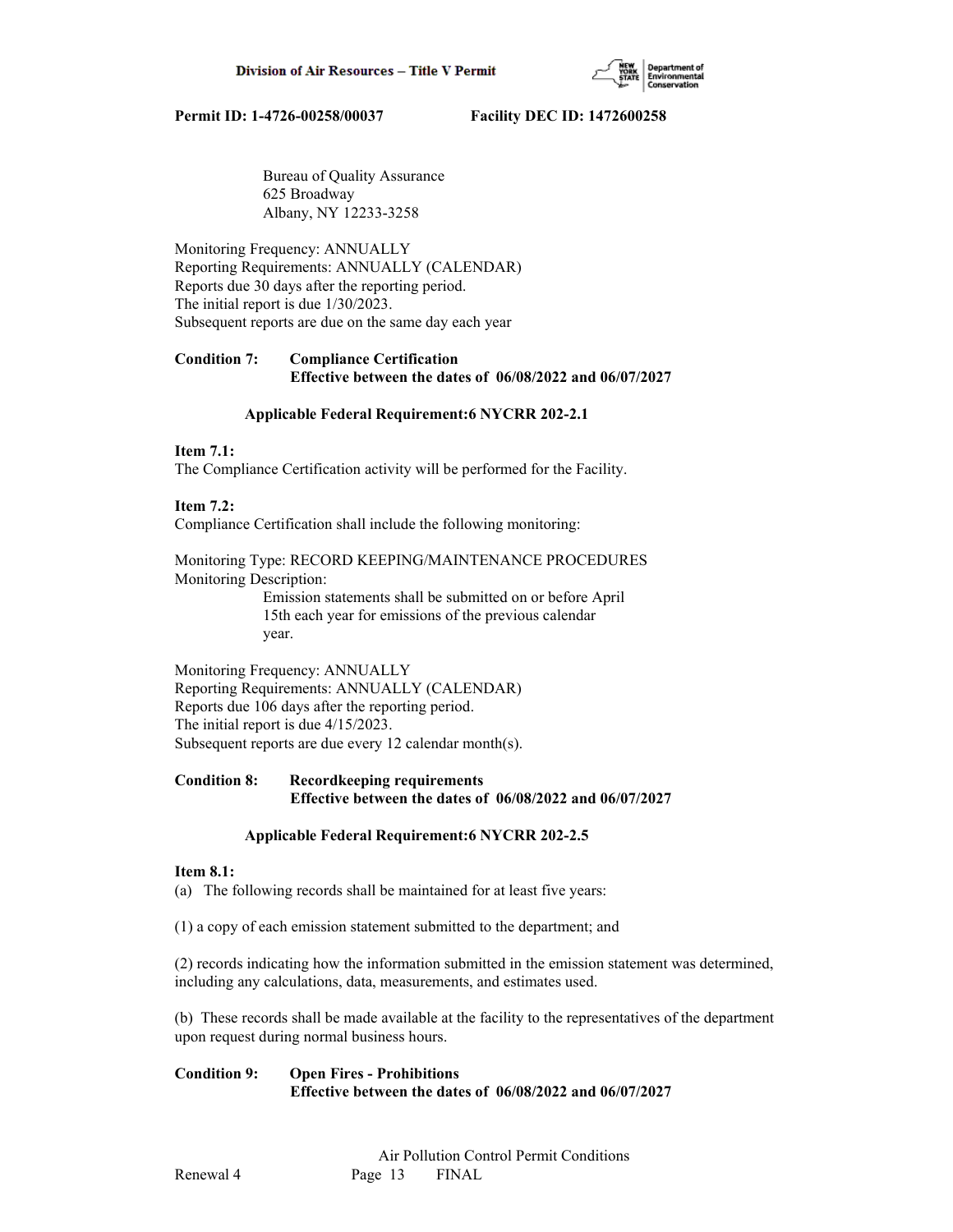Bureau of Quality Assurance
625 Broadway
Albany, NY 12233-3258

Monitoring Frequency: ANNUALLY
Reporting Requirements: ANNUALLY (CALENDAR)
Reports due 30 days after the reporting period.
The initial report is due 1/30/2023.
Subsequent reports are due on the same day each year

**Condition 7: Compliance Certification**
**Effective between the dates of 06/08/2022 and 06/07/2027**

**Applicable Federal Requirement:6 NYCRR 202-2.1**

**Item 7.1:**
The Compliance Certification activity will be performed for the Facility.

**Item 7.2:**
Compliance Certification shall include the following monitoring:

Monitoring Type: RECORD KEEPING/MAINTENANCE PROCEDURES
Monitoring Description:
Emission statements shall be submitted on or before April 15th each year for emissions of the previous calendar year.

Monitoring Frequency: ANNUALLY
Reporting Requirements: ANNUALLY (CALENDAR)
Reports due 106 days after the reporting period.
The initial report is due 4/15/2023.
Subsequent reports are due every 12 calendar month(s).

**Condition 8: Recordkeeping requirements**
**Effective between the dates of 06/08/2022 and 06/07/2027**

**Applicable Federal Requirement:6 NYCRR 202-2.5**

**Item 8.1:**
(a) The following records shall be maintained for at least five years:

(1) a copy of each emission statement submitted to the department; and

(2) records indicating how the information submitted in the emission statement was determined, including any calculations, data, measurements, and estimates used.

(b) These records shall be made available at the facility to the representatives of the department upon request during normal business hours.

**Condition 9: Open Fires - Prohibitions**
**Effective between the dates of 06/08/2022 and 06/07/2027**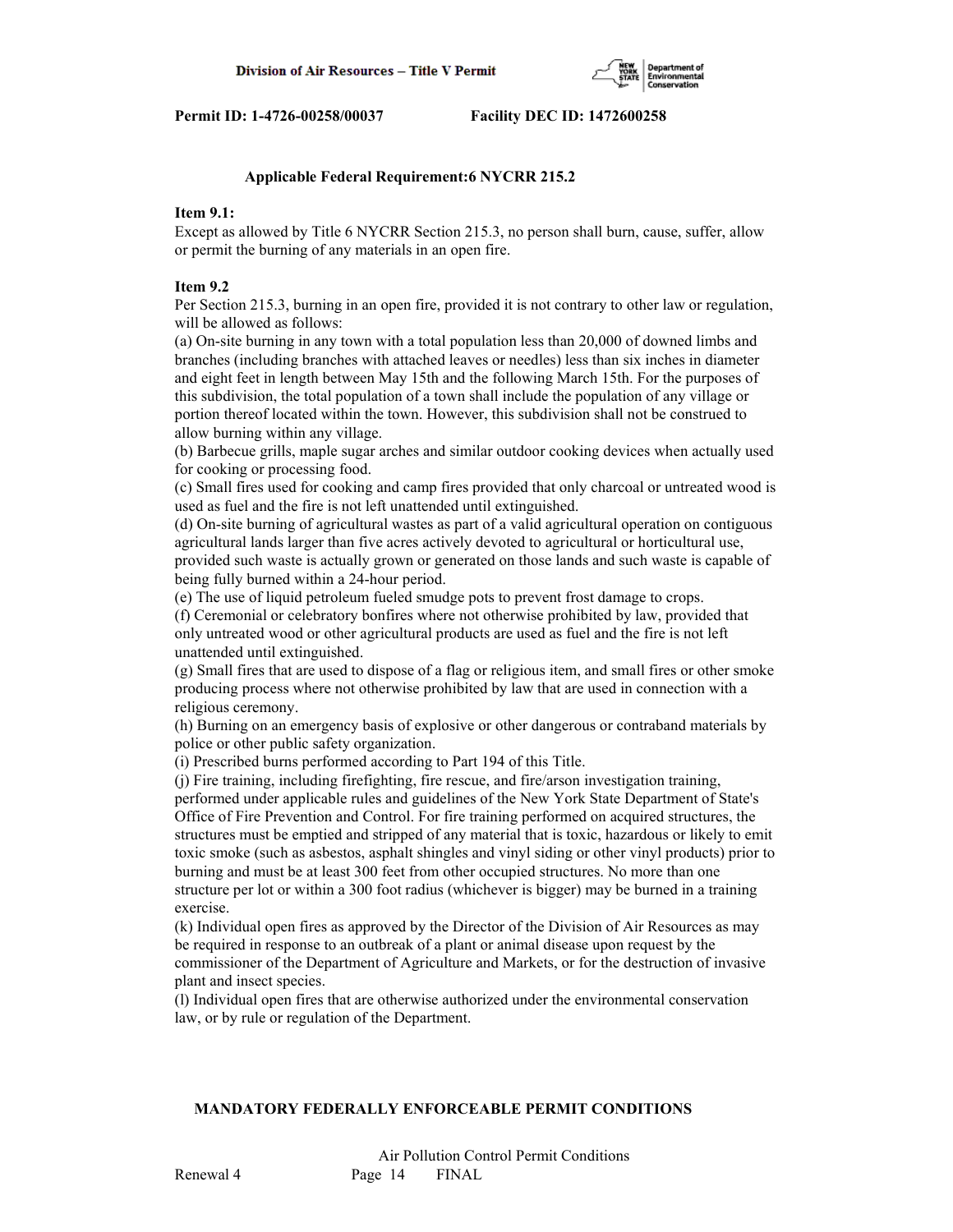**Applicable Federal Requirement:6 NYCRR 215.2**

**Item 9.1:**

Except as allowed by Title 6 NYCRR Section 215.3, no person shall burn, cause, suffer, allow or permit the burning of any materials in an open fire.

**Item 9.2**

Per Section 215.3, burning in an open fire, provided it is not contrary to other law or regulation, will be allowed as follows:

(a) On-site burning in any town with a total population less than 20,000 of downed limbs and branches (including branches with attached leaves or needles) less than six inches in diameter and eight feet in length between May 15th and the following March 15th. For the purposes of this subdivision, the total population of a town shall include the population of any village or portion thereof located within the town. However, this subdivision shall not be construed to allow burning within any village.

(b) Barbecue grills, maple sugar arches and similar outdoor cooking devices when actually used for cooking or processing food.

(c) Small fires used for cooking and camp fires provided that only charcoal or untreated wood is used as fuel and the fire is not left unattended until extinguished.

(d) On-site burning of agricultural wastes as part of a valid agricultural operation on contiguous agricultural lands larger than five acres actively devoted to agricultural or horticultural use, provided such waste is actually grown or generated on those lands and such waste is capable of being fully burned within a 24-hour period.

(e) The use of liquid petroleum fueled smudge pots to prevent frost damage to crops.

(f) Ceremonial or celebratory bonfires where not otherwise prohibited by law, provided that only untreated wood or other agricultural products are used as fuel and the fire is not left unattended until extinguished.

(g) Small fires that are used to dispose of a flag or religious item, and small fires or other smoke producing process where not otherwise prohibited by law that are used in connection with a religious ceremony.

(h) Burning on an emergency basis of explosive or other dangerous or contraband materials by police or other public safety organization.

(i) Prescribed burns performed according to Part 194 of this Title.

(j) Fire training, including firefighting, fire rescue, and fire/arson investigation training, performed under applicable rules and guidelines of the New York State Department of State's Office of Fire Prevention and Control. For fire training performed on acquired structures, the structures must be emptied and stripped of any material that is toxic, hazardous or likely to emit toxic smoke (such as asbestos, asphalt shingles and vinyl siding or other vinyl products) prior to burning and must be at least 300 feet from other occupied structures. No more than one structure per lot or within a 300 foot radius (whichever is bigger) may be burned in a training exercise.

(k) Individual open fires as approved by the Director of the Division of Air Resources as may be required in response to an outbreak of a plant or animal disease upon request by the commissioner of the Department of Agriculture and Markets, or for the destruction of invasive plant and insect species.

(l) Individual open fires that are otherwise authorized under the environmental conservation law, or by rule or regulation of the Department.

**MANDATORY FEDERALLY ENFORCEABLE PERMIT CONDITIONS**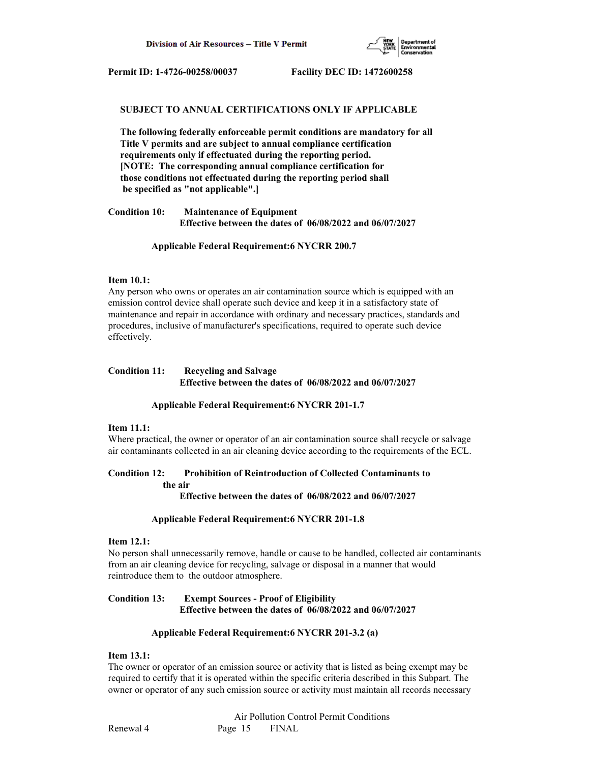**SUBJECT TO ANNUAL CERTIFICATIONS ONLY IF APPLICABLE**

**The following federally enforceable permit conditions are mandatory for all Title V permits and are subject to annual compliance certification requirements only if effectuated during the reporting period. [NOTE: The corresponding annual compliance certification for those conditions not effectuated during the reporting period shall be specified as "not applicable".]**

**Condition 10: Maintenance of Equipment**
**Effective between the dates of 06/08/2022 and 06/07/2027**

**Applicable Federal Requirement:6 NYCRR 200.7**

**Item 10.1:**
Any person who owns or operates an air contamination source which is equipped with an emission control device shall operate such device and keep it in a satisfactory state of maintenance and repair in accordance with ordinary and necessary practices, standards and procedures, inclusive of manufacturer's specifications, required to operate such device effectively.

**Condition 11: Recycling and Salvage**
**Effective between the dates of 06/08/2022 and 06/07/2027**

**Applicable Federal Requirement:6 NYCRR 201-1.7**

**Item 11.1:**
Where practical, the owner or operator of an air contamination source shall recycle or salvage air contaminants collected in an air cleaning device according to the requirements of the ECL.

**Condition 12: Prohibition of Reintroduction of Collected Contaminants to the air**
**Effective between the dates of 06/08/2022 and 06/07/2027**

**Applicable Federal Requirement:6 NYCRR 201-1.8**

**Item 12.1:**
No person shall unnecessarily remove, handle or cause to be handled, collected air contaminants from an air cleaning device for recycling, salvage or disposal in a manner that would reintroduce them to the outdoor atmosphere.

**Condition 13: Exempt Sources - Proof of Eligibility**
**Effective between the dates of 06/08/2022 and 06/07/2027**

**Applicable Federal Requirement:6 NYCRR 201-3.2 (a)**

**Item 13.1:**
The owner or operator of an emission source or activity that is listed as being exempt may be required to certify that it is operated within the specific criteria described in this Subpart. The owner or operator of any such emission source or activity must maintain all records necessary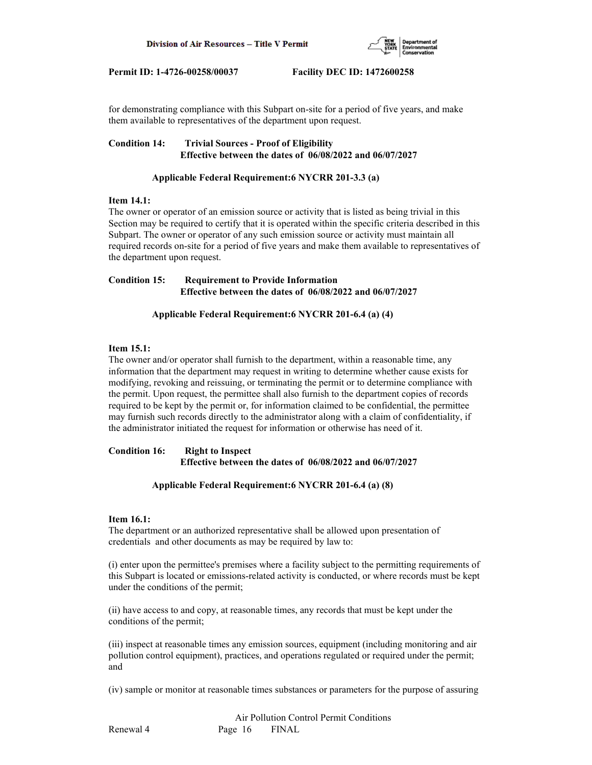for demonstrating compliance with this Subpart on-site for a period of five years, and make them available to representatives of the department upon request.

**Condition 14: Trivial Sources - Proof of Eligibility**
**Effective between the dates of 06/08/2022 and 06/07/2027**

**Applicable Federal Requirement:6 NYCRR 201-3.3 (a)**

**Item 14.1:**
The owner or operator of an emission source or activity that is listed as being trivial in this Section may be required to certify that it is operated within the specific criteria described in this Subpart. The owner or operator of any such emission source or activity must maintain all required records on-site for a period of five years and make them available to representatives of the department upon request.

**Condition 15: Requirement to Provide Information**
**Effective between the dates of 06/08/2022 and 06/07/2027**

**Applicable Federal Requirement:6 NYCRR 201-6.4 (a) (4)**

**Item 15.1:**
The owner and/or operator shall furnish to the department, within a reasonable time, any information that the department may request in writing to determine whether cause exists for modifying, revoking and reissuing, or terminating the permit or to determine compliance with the permit. Upon request, the permittee shall also furnish to the department copies of records required to be kept by the permit or, for information claimed to be confidential, the permittee may furnish such records directly to the administrator along with a claim of confidentiality, if the administrator initiated the request for information or otherwise has need of it.

**Condition 16: Right to Inspect**
**Effective between the dates of 06/08/2022 and 06/07/2027**

**Applicable Federal Requirement:6 NYCRR 201-6.4 (a) (8)**

**Item 16.1:**
The department or an authorized representative shall be allowed upon presentation of credentials and other documents as may be required by law to:

(i) enter upon the permittee's premises where a facility subject to the permitting requirements of this Subpart is located or emissions-related activity is conducted, or where records must be kept under the conditions of the permit;

(ii) have access to and copy, at reasonable times, any records that must be kept under the conditions of the permit;

(iii) inspect at reasonable times any emission sources, equipment (including monitoring and air pollution control equipment), practices, and operations regulated or required under the permit; and

(iv) sample or monitor at reasonable times substances or parameters for the purpose of assuring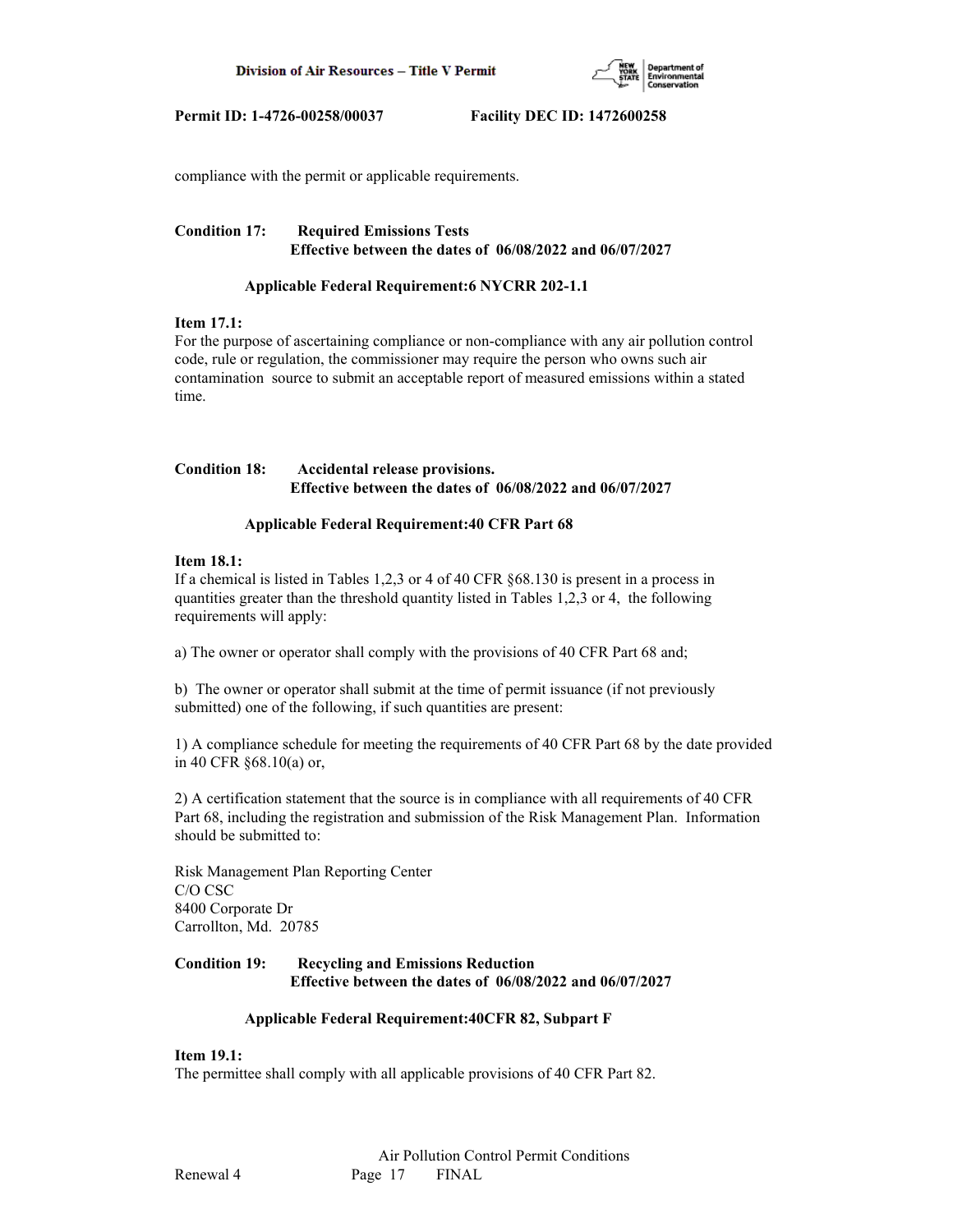compliance with the permit or applicable requirements.

**Condition 17: Required Emissions Tests**
**Effective between the dates of 06/08/2022 and 06/07/2027**

**Applicable Federal Requirement:6 NYCRR 202-1.1**

**Item 17.1:**
For the purpose of ascertaining compliance or non-compliance with any air pollution control code, rule or regulation, the commissioner may require the person who owns such air contamination source to submit an acceptable report of measured emissions within a stated time.

**Condition 18: Accidental release provisions.**
**Effective between the dates of 06/08/2022 and 06/07/2027**

**Applicable Federal Requirement:40 CFR Part 68**

**Item 18.1:**
If a chemical is listed in Tables 1,2,3 or 4 of 40 CFR §68.130 is present in a process in quantities greater than the threshold quantity listed in Tables 1,2,3 or 4, the following requirements will apply:

a) The owner or operator shall comply with the provisions of 40 CFR Part 68 and;

b) The owner or operator shall submit at the time of permit issuance (if not previously submitted) one of the following, if such quantities are present:

1) A compliance schedule for meeting the requirements of 40 CFR Part 68 by the date provided in 40 CFR §68.10(a) or,

2) A certification statement that the source is in compliance with all requirements of 40 CFR Part 68, including the registration and submission of the Risk Management Plan. Information should be submitted to:

Risk Management Plan Reporting Center
C/O CSC
8400 Corporate Dr
Carrollton, Md. 20785

**Condition 19: Recycling and Emissions Reduction**
**Effective between the dates of 06/08/2022 and 06/07/2027**

**Applicable Federal Requirement:40CFR 82, Subpart F**

**Item 19.1:**
The permittee shall comply with all applicable provisions of 40 CFR Part 82.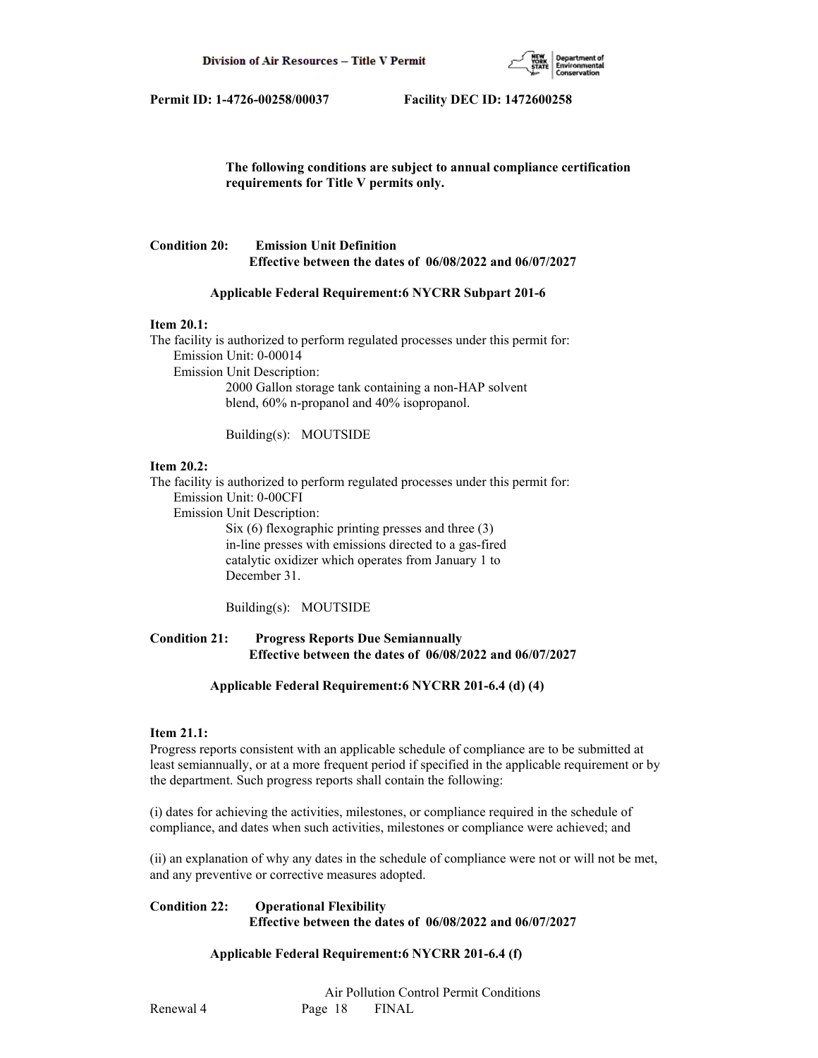**The following conditions are subject to annual compliance certification requirements for Title V permits only.**

**Condition 20: Emission Unit Definition**
**Effective between the dates of 06/08/2022 and 06/07/2027**

**Applicable Federal Requirement:6 NYCRR Subpart 201-6**

**Item 20.1:**
The facility is authorized to perform regulated processes under this permit for:
Emission Unit: 0-00014
Emission Unit Description:
2000 Gallon storage tank containing a non-HAP solvent blend, 60% n-propanol and 40% isopropanol.

Building(s): MOUTSIDE

**Item 20.2:**
The facility is authorized to perform regulated processes under this permit for:
Emission Unit: 0-00CFI
Emission Unit Description:
Six (6) flexographic printing presses and three (3) in-line presses with emissions directed to a gas-fired catalytic oxidizer which operates from January 1 to December 31.

Building(s): MOUTSIDE

**Condition 21: Progress Reports Due Semiannually**
**Effective between the dates of 06/08/2022 and 06/07/2027**

**Applicable Federal Requirement:6 NYCRR 201-6.4 (d) (4)**

**Item 21.1:**
Progress reports consistent with an applicable schedule of compliance are to be submitted at least semiannually, or at a more frequent period if specified in the applicable requirement or by the department. Such progress reports shall contain the following:

(i) dates for achieving the activities, milestones, or compliance required in the schedule of compliance, and dates when such activities, milestones or compliance were achieved; and

(ii) an explanation of why any dates in the schedule of compliance were not or will not be met, and any preventive or corrective measures adopted.

**Condition 22: Operational Flexibility**
**Effective between the dates of 06/08/2022 and 06/07/2027**

**Applicable Federal Requirement:6 NYCRR 201-6.4 (f)**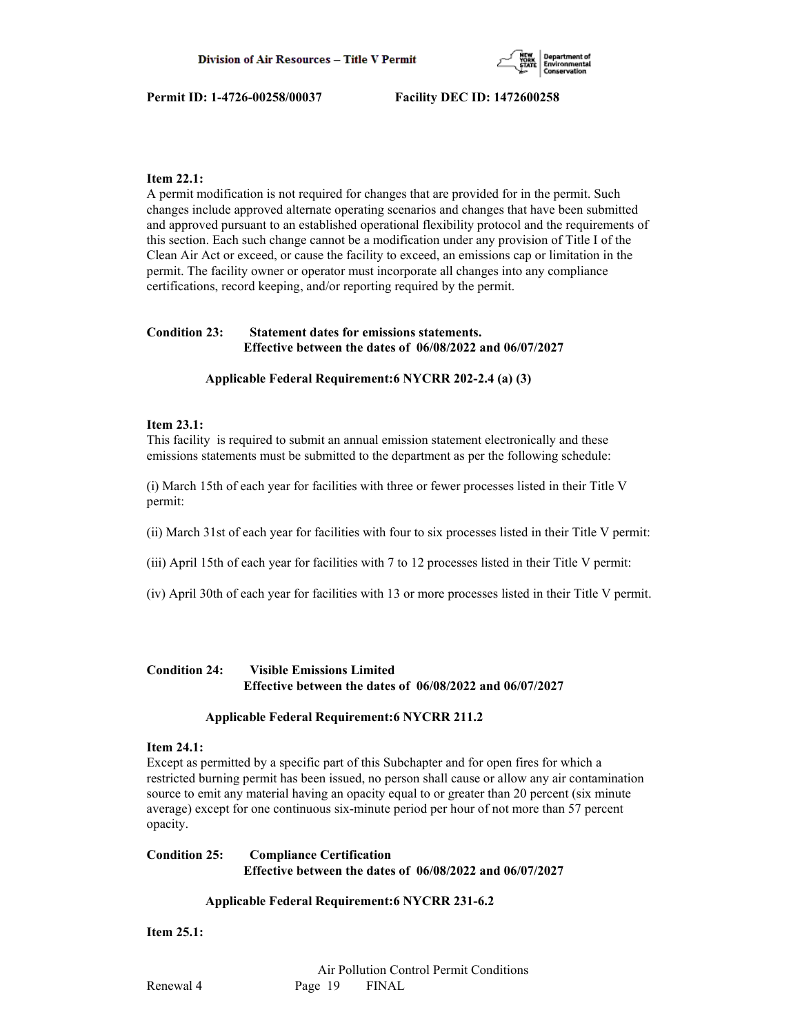**Item 22.1:**
A permit modification is not required for changes that are provided for in the permit. Such changes include approved alternate operating scenarios and changes that have been submitted and approved pursuant to an established operational flexibility protocol and the requirements of this section. Each such change cannot be a modification under any provision of Title I of the Clean Air Act or exceed, or cause the facility to exceed, an emissions cap or limitation in the permit. The facility owner or operator must incorporate all changes into any compliance certifications, record keeping, and/or reporting required by the permit.

**Condition 23: Statement dates for emissions statements.**
**Effective between the dates of 06/08/2022 and 06/07/2027**

**Applicable Federal Requirement:6 NYCRR 202-2.4 (a) (3)**

**Item 23.1:**
This facility is required to submit an annual emission statement electronically and these emissions statements must be submitted to the department as per the following schedule:

(i) March 15th of each year for facilities with three or fewer processes listed in their Title V permit:

(ii) March 31st of each year for facilities with four to six processes listed in their Title V permit:

(iii) April 15th of each year for facilities with 7 to 12 processes listed in their Title V permit:

(iv) April 30th of each year for facilities with 13 or more processes listed in their Title V permit.

**Condition 24: Visible Emissions Limited**
**Effective between the dates of 06/08/2022 and 06/07/2027**

**Applicable Federal Requirement:6 NYCRR 211.2**

**Item 24.1:**
Except as permitted by a specific part of this Subchapter and for open fires for which a restricted burning permit has been issued, no person shall cause or allow any air contamination source to emit any material having an opacity equal to or greater than 20 percent (six minute average) except for one continuous six-minute period per hour of not more than 57 percent opacity.

**Condition 25: Compliance Certification**
**Effective between the dates of 06/08/2022 and 06/07/2027**

**Applicable Federal Requirement:6 NYCRR 231-6.2**

**Item 25.1:**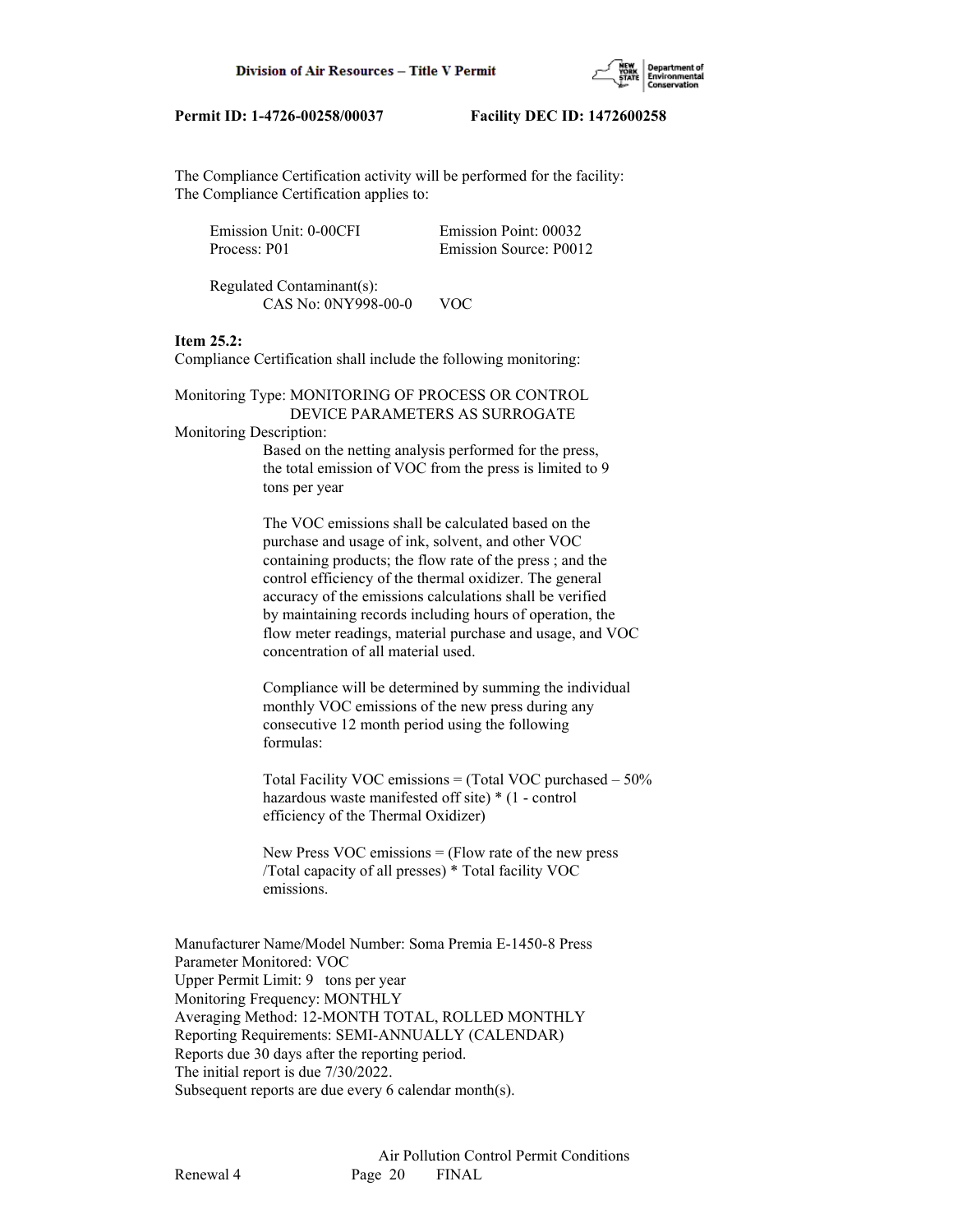Permit ID: 1-4726-00258/00037 Facility DEC ID: 1472600258

The Compliance Certification activity will be performed for the facility:
The Compliance Certification applies to:

Emission Unit: 0-00CFI Emission Point: 00032
Process: P01 Emission Source: P0012

Regulated Contaminant(s):
CAS No: 0NY998-00-0 VOC

**Item 25.2:**
Compliance Certification shall include the following monitoring:

Monitoring Type: MONITORING OF PROCESS OR CONTROL DEVICE PARAMETERS AS SURROGATE

Monitoring Description:

Based on the netting analysis performed for the press, the total emission of VOC from the press is limited to 9 tons per year

The VOC emissions shall be calculated based on the purchase and usage of ink, solvent, and other VOC containing products; the flow rate of the press ; and the control efficiency of the thermal oxidizer. The general accuracy of the emissions calculations shall be verified by maintaining records including hours of operation, the flow meter readings, material purchase and usage, and VOC concentration of all material used.

Compliance will be determined by summing the individual monthly VOC emissions of the new press during any consecutive 12 month period using the following formulas:

Total Facility VOC emissions = (Total VOC purchased – 50% hazardous waste manifested off site) * (1 - control efficiency of the Thermal Oxidizer)

New Press VOC emissions = (Flow rate of the new press /Total capacity of all presses) * Total facility VOC emissions.

Manufacturer Name/Model Number: Soma Premia E-1450-8 Press
Parameter Monitored: VOC
Upper Permit Limit: 9 tons per year
Monitoring Frequency: MONTHLY
Averaging Method: 12-MONTH TOTAL, ROLLED MONTHLY
Reporting Requirements: SEMI-ANNUALLY (CALENDAR)
Reports due 30 days after the reporting period.
The initial report is due 7/30/2022.
Subsequent reports are due every 6 calendar month(s).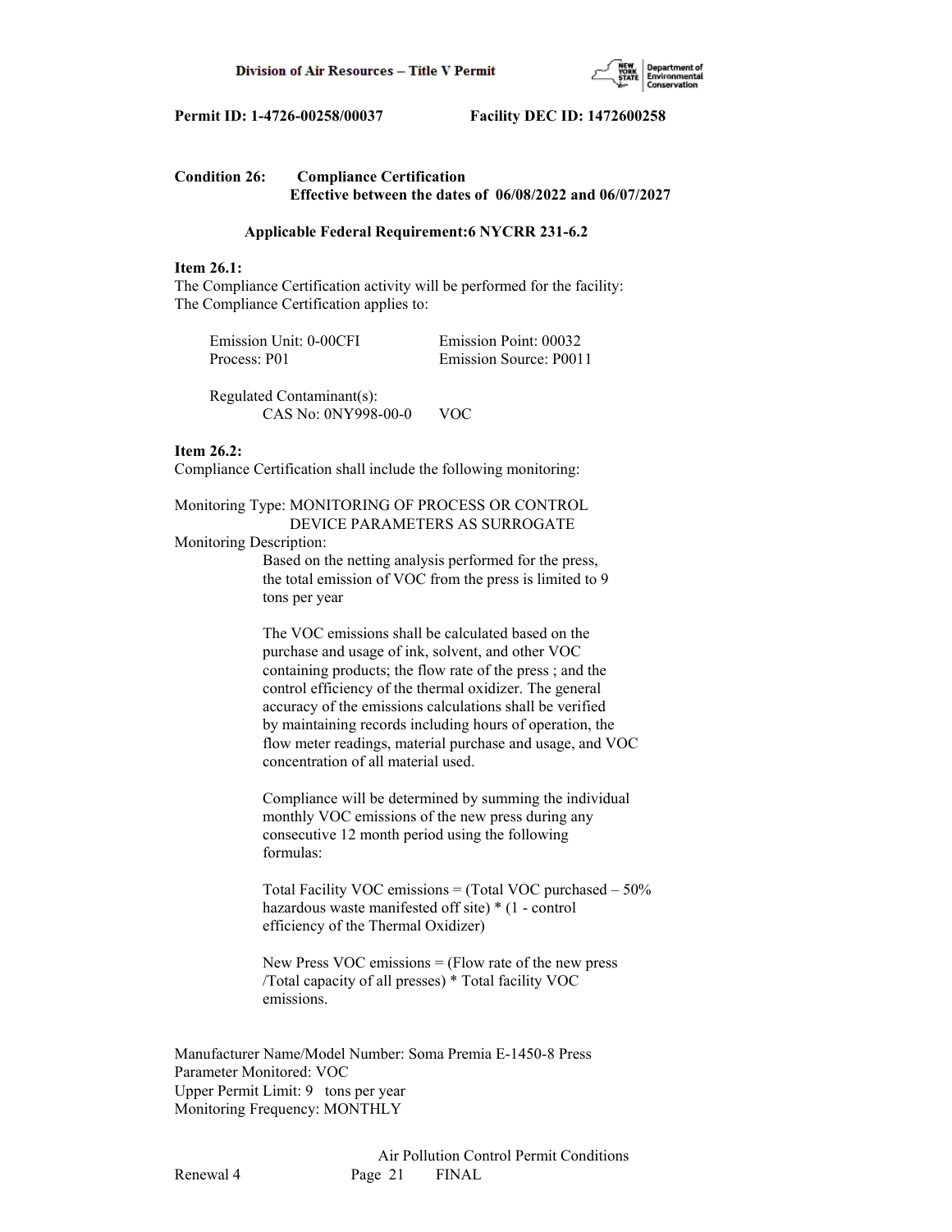**Permit ID: 1-4726-00258/00037 Facility DEC ID: 1472600258**

**Condition 26: Compliance Certification**
**Effective between the dates of 06/08/2022 and 06/07/2027**

**Applicable Federal Requirement:6 NYCRR 231-6.2**

**Item 26.1:**
The Compliance Certification activity will be performed for the facility:
The Compliance Certification applies to:

Emission Unit: 0-00CFI Emission Point: 00032
Process: P01 Emission Source: P0011

Regulated Contaminant(s):
CAS No: 0NY998-00-0 VOC

**Item 26.2:**
Compliance Certification shall include the following monitoring:

Monitoring Type: MONITORING OF PROCESS OR CONTROL DEVICE PARAMETERS AS SURROGATE
Monitoring Description:

Based on the netting analysis performed for the press, the total emission of VOC from the press is limited to 9 tons per year

The VOC emissions shall be calculated based on the purchase and usage of ink, solvent, and other VOC containing products; the flow rate of the press ; and the control efficiency of the thermal oxidizer. The general accuracy of the emissions calculations shall be verified by maintaining records including hours of operation, the flow meter readings, material purchase and usage, and VOC concentration of all material used.

Compliance will be determined by summing the individual monthly VOC emissions of the new press during any consecutive 12 month period using the following formulas:

Total Facility VOC emissions = (Total VOC purchased – 50% hazardous waste manifested off site) * (1 - control efficiency of the Thermal Oxidizer)

New Press VOC emissions = (Flow rate of the new press /Total capacity of all presses) * Total facility VOC emissions.

Manufacturer Name/Model Number: Soma Premia E-1450-8 Press
Parameter Monitored: VOC
Upper Permit Limit: 9 tons per year
Monitoring Frequency: MONTHLY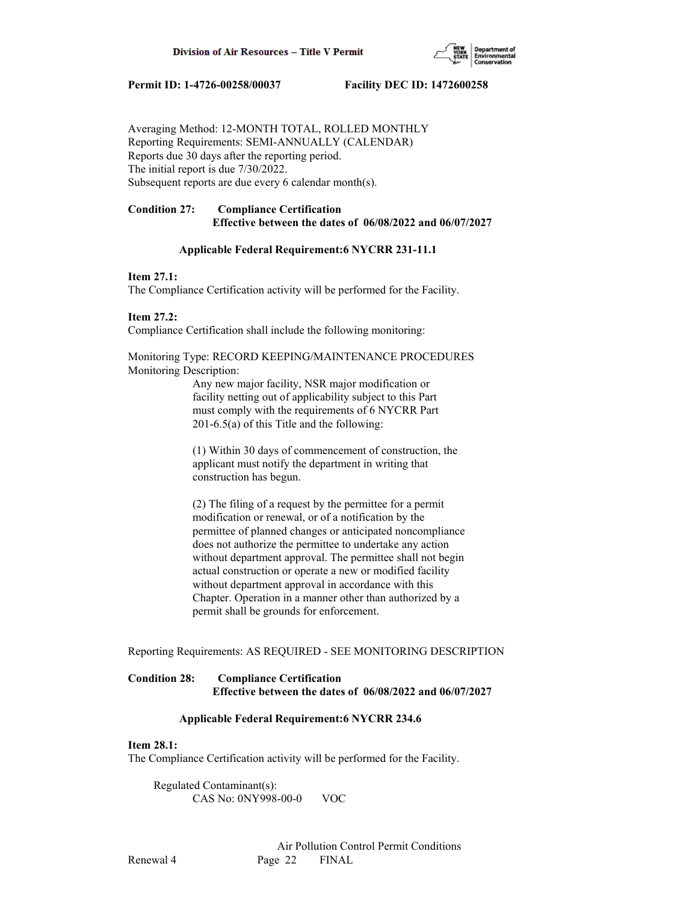Averaging Method: 12-MONTH TOTAL, ROLLED MONTHLY
Reporting Requirements: SEMI-ANNUALLY (CALENDAR)
Reports due 30 days after the reporting period.
The initial report is due 7/30/2022.
Subsequent reports are due every 6 calendar month(s).

**Condition 27: Compliance Certification**
**Effective between the dates of 06/08/2022 and 06/07/2027**

**Applicable Federal Requirement:6 NYCRR 231-11.1**

**Item 27.1:**
The Compliance Certification activity will be performed for the Facility.

**Item 27.2:**
Compliance Certification shall include the following monitoring:

Monitoring Type: RECORD KEEPING/MAINTENANCE PROCEDURES
Monitoring Description:

Any new major facility, NSR major modification or facility netting out of applicability subject to this Part must comply with the requirements of 6 NYCRR Part 201-6.5(a) of this Title and the following:

(1) Within 30 days of commencement of construction, the applicant must notify the department in writing that construction has begun.

(2) The filing of a request by the permittee for a permit modification or renewal, or of a notification by the permittee of planned changes or anticipated noncompliance does not authorize the permittee to undertake any action without department approval. The permittee shall not begin actual construction or operate a new or modified facility without department approval in accordance with this Chapter. Operation in a manner other than authorized by a permit shall be grounds for enforcement.

Reporting Requirements: AS REQUIRED - SEE MONITORING DESCRIPTION

**Condition 28: Compliance Certification**
**Effective between the dates of 06/08/2022 and 06/07/2027**

**Applicable Federal Requirement:6 NYCRR 234.6**

**Item 28.1:**
The Compliance Certification activity will be performed for the Facility.

Regulated Contaminant(s):
CAS No: 0NY998-00-0 VOC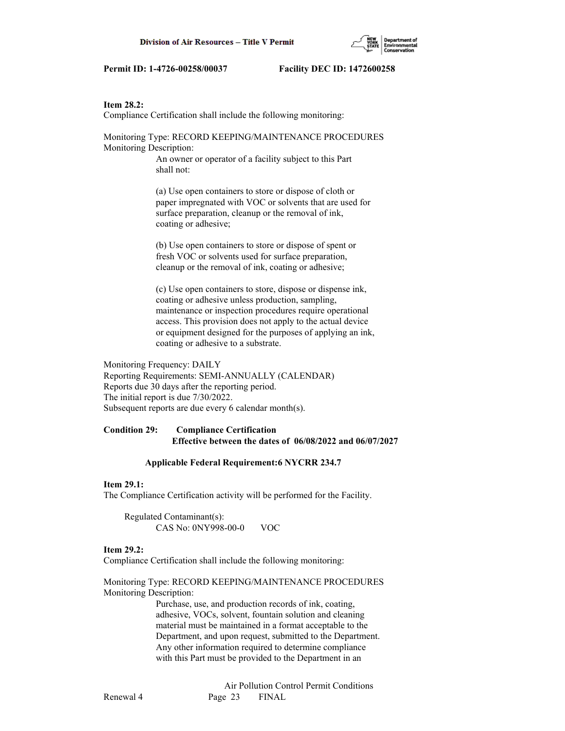**Item 28.2:**
Compliance Certification shall include the following monitoring:

Monitoring Type: RECORD KEEPING/MAINTENANCE PROCEDURES
Monitoring Description:

An owner or operator of a facility subject to this Part shall not:

(a) Use open containers to store or dispose of cloth or paper impregnated with VOC or solvents that are used for surface preparation, cleanup or the removal of ink, coating or adhesive;

(b) Use open containers to store or dispose of spent or fresh VOC or solvents used for surface preparation, cleanup or the removal of ink, coating or adhesive;

(c) Use open containers to store, dispose or dispense ink, coating or adhesive unless production, sampling, maintenance or inspection procedures require operational access. This provision does not apply to the actual device or equipment designed for the purposes of applying an ink, coating or adhesive to a substrate.

Monitoring Frequency: DAILY
Reporting Requirements: SEMI-ANNUALLY (CALENDAR)
Reports due 30 days after the reporting period.
The initial report is due 7/30/2022.
Subsequent reports are due every 6 calendar month(s).

**Condition 29: Compliance Certification**
**Effective between the dates of 06/08/2022 and 06/07/2027**

**Applicable Federal Requirement:6 NYCRR 234.7**

**Item 29.1:**
The Compliance Certification activity will be performed for the Facility.

Regulated Contaminant(s):
CAS No: 0NY998-00-0 VOC

**Item 29.2:**
Compliance Certification shall include the following monitoring:

Monitoring Type: RECORD KEEPING/MAINTENANCE PROCEDURES
Monitoring Description:

Purchase, use, and production records of ink, coating, adhesive, VOCs, solvent, fountain solution and cleaning material must be maintained in a format acceptable to the Department, and upon request, submitted to the Department. Any other information required to determine compliance with this Part must be provided to the Department in an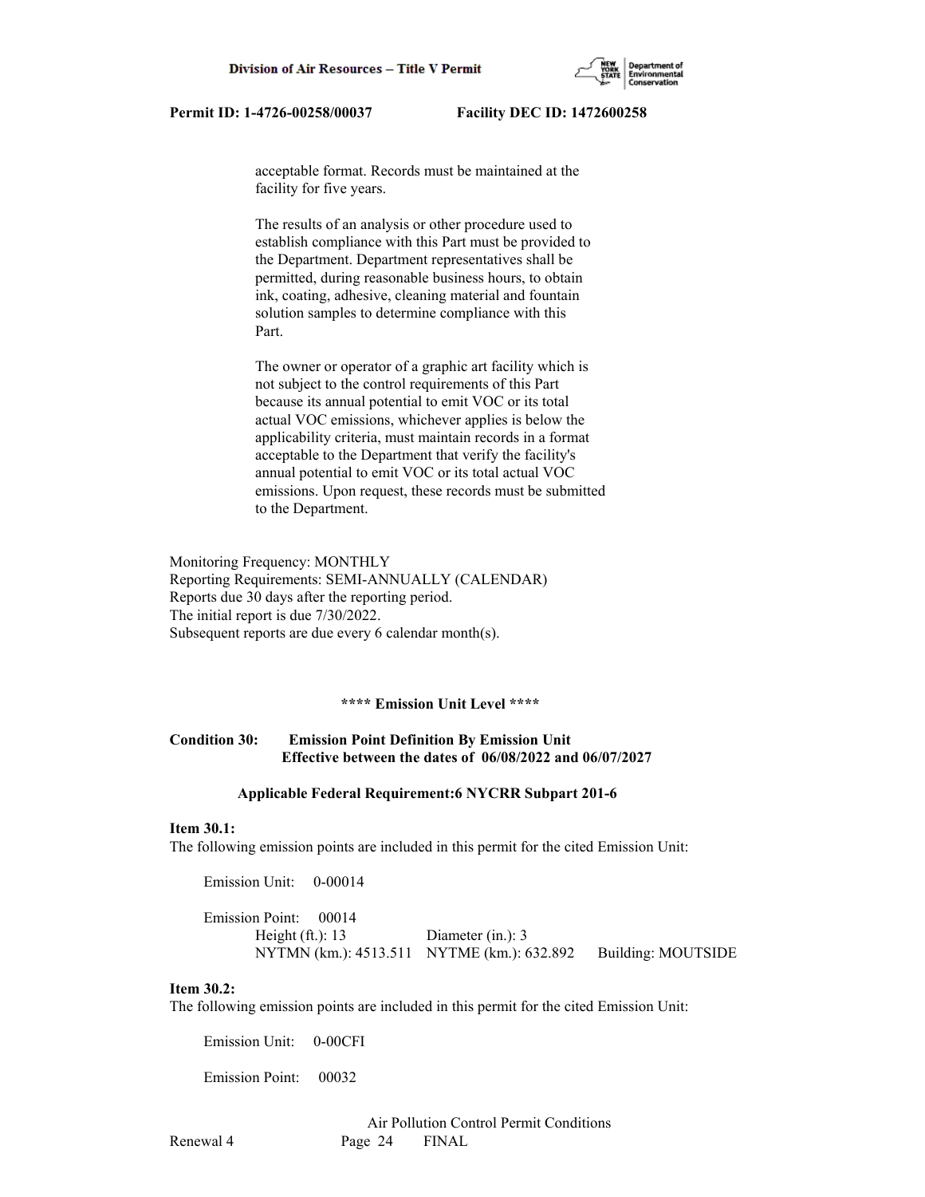acceptable format. Records must be maintained at the facility for five years.

The results of an analysis or other procedure used to establish compliance with this Part must be provided to the Department. Department representatives shall be permitted, during reasonable business hours, to obtain ink, coating, adhesive, cleaning material and fountain solution samples to determine compliance with this Part.

The owner or operator of a graphic art facility which is not subject to the control requirements of this Part because its annual potential to emit VOC or its total actual VOC emissions, whichever applies is below the applicability criteria, must maintain records in a format acceptable to the Department that verify the facility's annual potential to emit VOC or its total actual VOC emissions. Upon request, these records must be submitted to the Department.

Monitoring Frequency: MONTHLY
Reporting Requirements: SEMI-ANNUALLY (CALENDAR)
Reports due 30 days after the reporting period.
The initial report is due 7/30/2022.
Subsequent reports are due every 6 calendar month(s).

**\*\*\*\* Emission Unit Level \*\*\*\***

**Condition 30: Emission Point Definition By Emission Unit**
**Effective between the dates of 06/08/2022 and 06/07/2027**

**Applicable Federal Requirement:6 NYCRR Subpart 201-6**

**Item 30.1:**
The following emission points are included in this permit for the cited Emission Unit:

Emission Unit: 0-00014

Emission Point: 00014
Height (ft.): 13 Diameter (in.): 3
NYTMN (km.): 4513.511 NYTME (km.): 632.892 Building: MOUTSIDE

**Item 30.2:**
The following emission points are included in this permit for the cited Emission Unit:

Emission Unit: 0-00CFI

Emission Point: 00032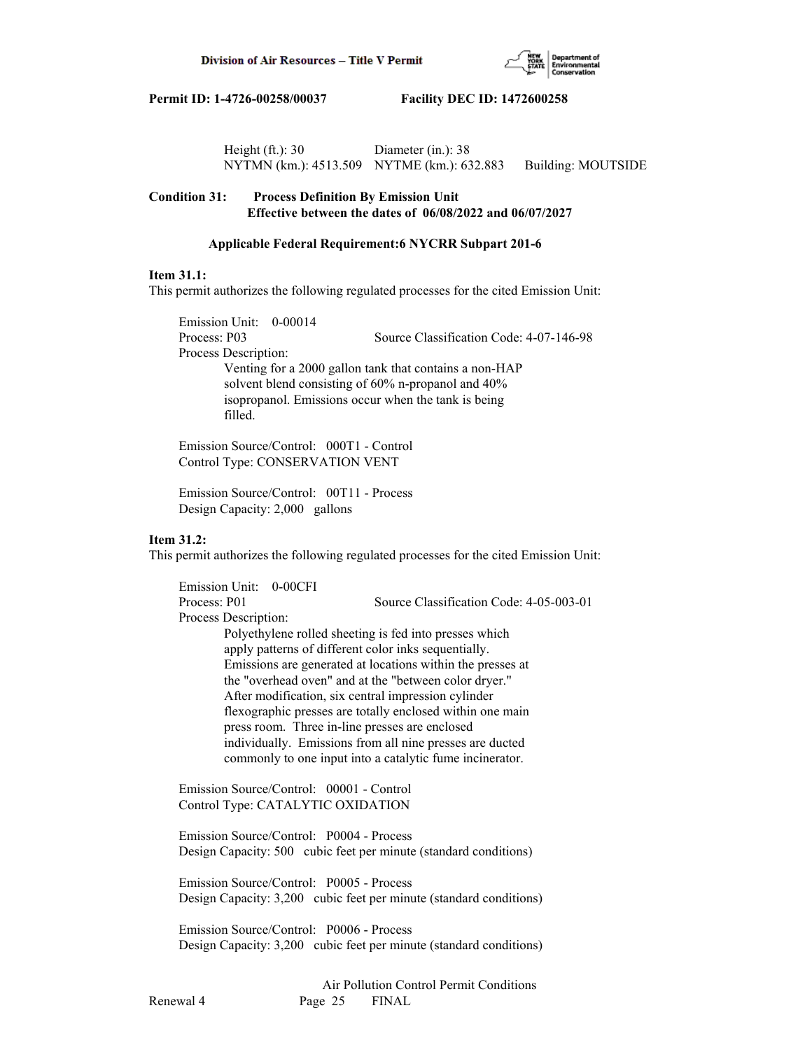Height (ft.): 30 Diameter (in.): 38
NYTMN (km.): 4513.509 NYTME (km.): 632.883 Building: MOUTSIDE

**Condition 31: Process Definition By Emission Unit**
**Effective between the dates of 06/08/2022 and 06/07/2027**

**Applicable Federal Requirement:6 NYCRR Subpart 201-6**

**Item 31.1:**
This permit authorizes the following regulated processes for the cited Emission Unit:

Emission Unit: 0-00014
Process: P03 Source Classification Code: 4-07-146-98
Process Description:
Venting for a 2000 gallon tank that contains a non-HAP solvent blend consisting of 60% n-propanol and 40% isopropanol. Emissions occur when the tank is being filled.

Emission Source/Control: 000T1 - Control
Control Type: CONSERVATION VENT

Emission Source/Control: 00T11 - Process
Design Capacity: 2,000 gallons

**Item 31.2:**
This permit authorizes the following regulated processes for the cited Emission Unit:

Emission Unit: 0-00CFI
Process: P01 Source Classification Code: 4-05-003-01
Process Description:
Polyethylene rolled sheeting is fed into presses which apply patterns of different color inks sequentially. Emissions are generated at locations within the presses at the "overhead oven" and at the "between color dryer." After modification, six central impression cylinder flexographic presses are totally enclosed within one main press room. Three in-line presses are enclosed individually. Emissions from all nine presses are ducted commonly to one input into a catalytic fume incinerator.

Emission Source/Control: 00001 - Control
Control Type: CATALYTIC OXIDATION

Emission Source/Control: P0004 - Process
Design Capacity: 500 cubic feet per minute (standard conditions)

Emission Source/Control: P0005 - Process
Design Capacity: 3,200 cubic feet per minute (standard conditions)

Emission Source/Control: P0006 - Process
Design Capacity: 3,200 cubic feet per minute (standard conditions)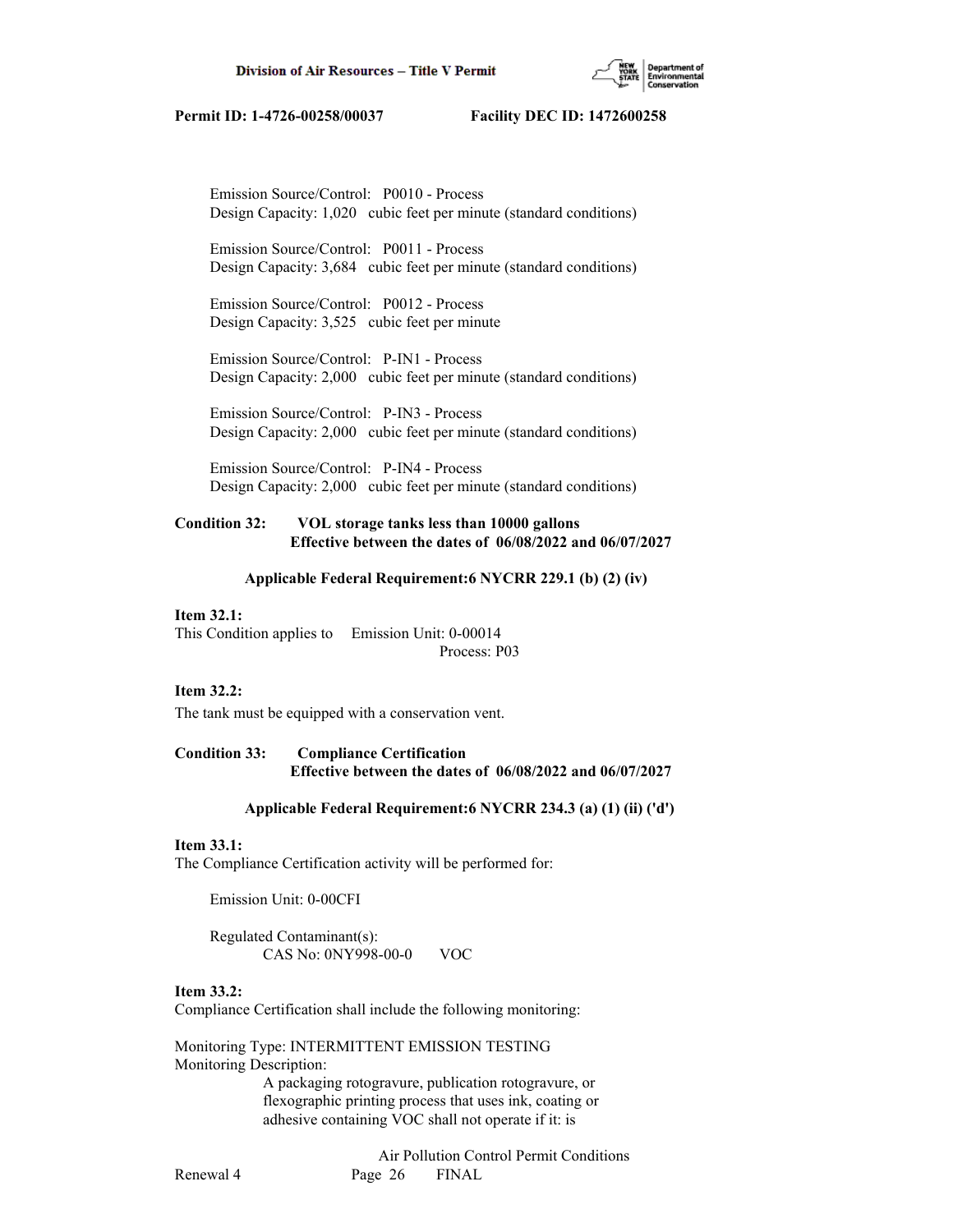Emission Source/Control: P0010 - Process
Design Capacity: 1,020 cubic feet per minute (standard conditions)

Emission Source/Control: P0011 - Process
Design Capacity: 3,684 cubic feet per minute (standard conditions)

Emission Source/Control: P0012 - Process
Design Capacity: 3,525 cubic feet per minute

Emission Source/Control: P-IN1 - Process
Design Capacity: 2,000 cubic feet per minute (standard conditions)

Emission Source/Control: P-IN3 - Process
Design Capacity: 2,000 cubic feet per minute (standard conditions)

Emission Source/Control: P-IN4 - Process
Design Capacity: 2,000 cubic feet per minute (standard conditions)

**Condition 32: VOL storage tanks less than 10000 gallons**
**Effective between the dates of 06/08/2022 and 06/07/2027**

**Applicable Federal Requirement:6 NYCRR 229.1 (b) (2) (iv)**

**Item 32.1:**
This Condition applies to Emission Unit: 0-00014
Process: P03

**Item 32.2:**
The tank must be equipped with a conservation vent.

**Condition 33: Compliance Certification**
**Effective between the dates of 06/08/2022 and 06/07/2027**

**Applicable Federal Requirement:6 NYCRR 234.3 (a) (1) (ii) ('d')**

**Item 33.1:**
The Compliance Certification activity will be performed for:

Emission Unit: 0-00CFI

Regulated Contaminant(s):
CAS No: 0NY998-00-0 VOC

**Item 33.2:**
Compliance Certification shall include the following monitoring:

Monitoring Type: INTERMITTENT EMISSION TESTING
Monitoring Description:
A packaging rotogravure, publication rotogravure, or flexographic printing process that uses ink, coating or adhesive containing VOC shall not operate if it: is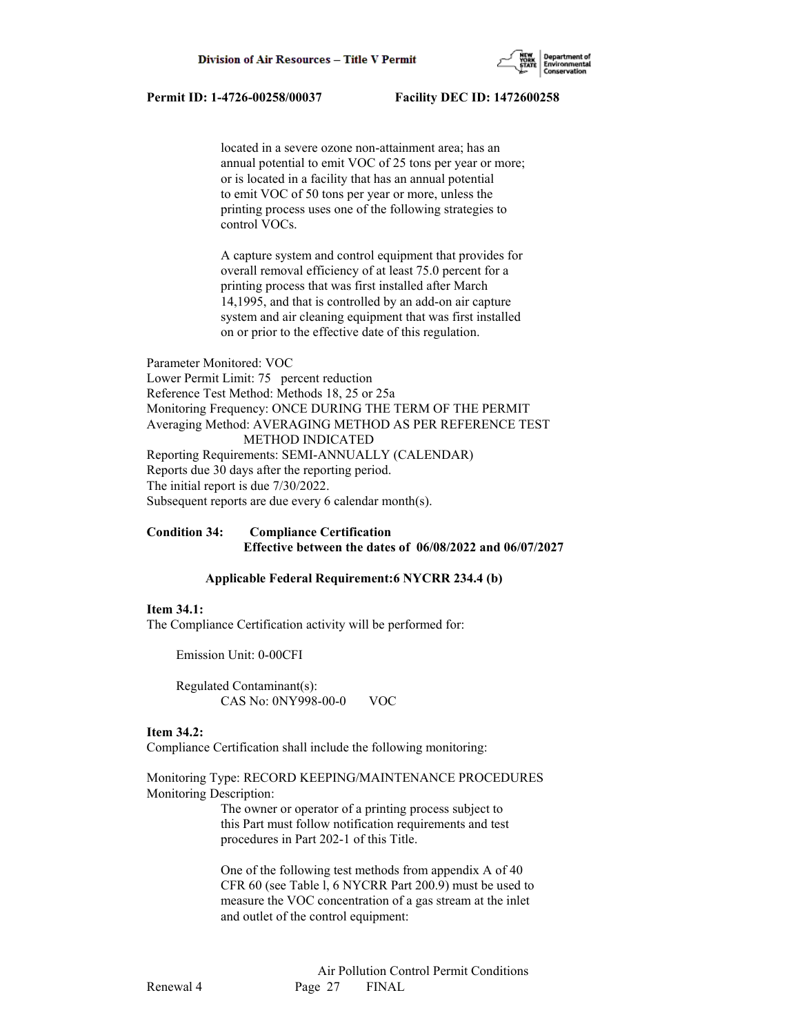located in a severe ozone non-attainment area; has an annual potential to emit VOC of 25 tons per year or more; or is located in a facility that has an annual potential to emit VOC of 50 tons per year or more, unless the printing process uses one of the following strategies to control VOCs.

A capture system and control equipment that provides for overall removal efficiency of at least 75.0 percent for a printing process that was first installed after March 14,1995, and that is controlled by an add-on air capture system and air cleaning equipment that was first installed on or prior to the effective date of this regulation.

Parameter Monitored: VOC
Lower Permit Limit: 75 percent reduction
Reference Test Method: Methods 18, 25 or 25a
Monitoring Frequency: ONCE DURING THE TERM OF THE PERMIT
Averaging Method: AVERAGING METHOD AS PER REFERENCE TEST METHOD INDICATED
Reporting Requirements: SEMI-ANNUALLY (CALENDAR)
Reports due 30 days after the reporting period.
The initial report is due 7/30/2022.
Subsequent reports are due every 6 calendar month(s).

**Condition 34: Compliance Certification**
**Effective between the dates of 06/08/2022 and 06/07/2027**

**Applicable Federal Requirement:6 NYCRR 234.4 (b)**

**Item 34.1:**
The Compliance Certification activity will be performed for:

Emission Unit: 0-00CFI

Regulated Contaminant(s):
CAS No: 0NY998-00-0 VOC

**Item 34.2:**
Compliance Certification shall include the following monitoring:

Monitoring Type: RECORD KEEPING/MAINTENANCE PROCEDURES
Monitoring Description:

The owner or operator of a printing process subject to this Part must follow notification requirements and test procedures in Part 202-1 of this Title.

One of the following test methods from appendix A of 40 CFR 60 (see Table l, 6 NYCRR Part 200.9) must be used to measure the VOC concentration of a gas stream at the inlet and outlet of the control equipment: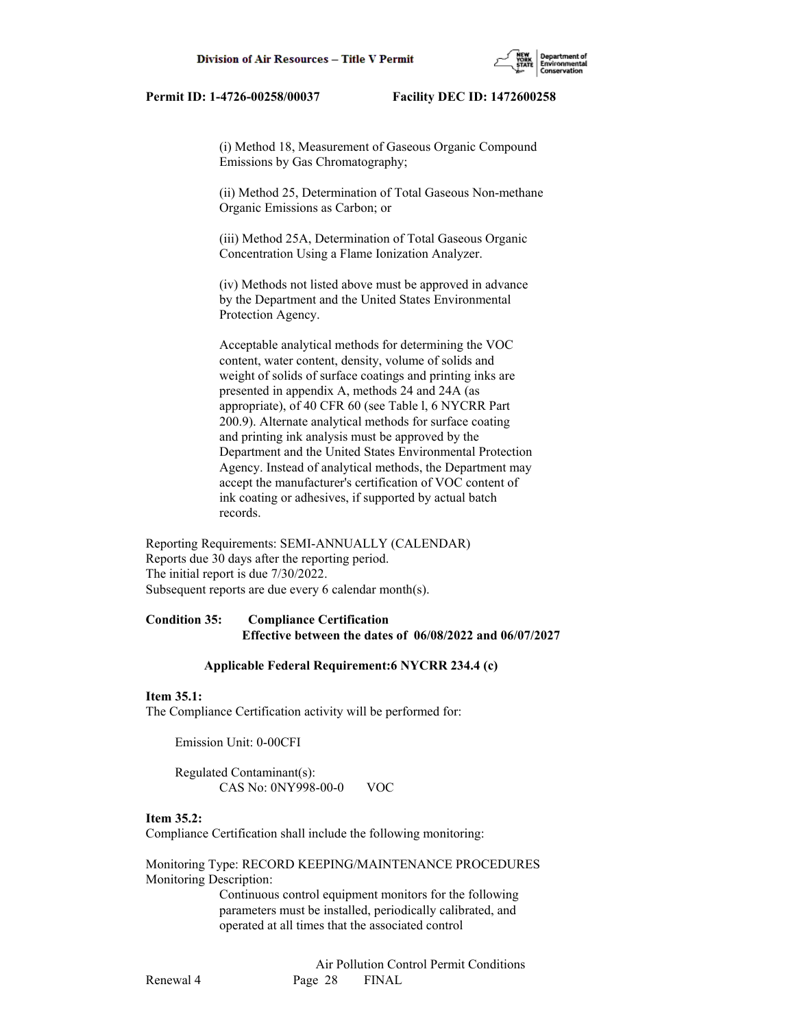(i) Method 18, Measurement of Gaseous Organic Compound Emissions by Gas Chromatography;

(ii) Method 25, Determination of Total Gaseous Non-methane Organic Emissions as Carbon; or

(iii) Method 25A, Determination of Total Gaseous Organic Concentration Using a Flame Ionization Analyzer.

(iv) Methods not listed above must be approved in advance by the Department and the United States Environmental Protection Agency.

Acceptable analytical methods for determining the VOC content, water content, density, volume of solids and weight of solids of surface coatings and printing inks are presented in appendix A, methods 24 and 24A (as appropriate), of 40 CFR 60 (see Table l, 6 NYCRR Part 200.9). Alternate analytical methods for surface coating and printing ink analysis must be approved by the Department and the United States Environmental Protection Agency. Instead of analytical methods, the Department may accept the manufacturer's certification of VOC content of ink coating or adhesives, if supported by actual batch records.

Reporting Requirements: SEMI-ANNUALLY (CALENDAR)
Reports due 30 days after the reporting period.
The initial report is due 7/30/2022.
Subsequent reports are due every 6 calendar month(s).

**Condition 35: Compliance Certification**
**Effective between the dates of 06/08/2022 and 06/07/2027**

**Applicable Federal Requirement:6 NYCRR 234.4 (c)**

**Item 35.1:**
The Compliance Certification activity will be performed for:

Emission Unit: 0-00CFI

Regulated Contaminant(s):
CAS No: 0NY998-00-0 VOC

**Item 35.2:**
Compliance Certification shall include the following monitoring:

Monitoring Type: RECORD KEEPING/MAINTENANCE PROCEDURES
Monitoring Description:

Continuous control equipment monitors for the following parameters must be installed, periodically calibrated, and operated at all times that the associated control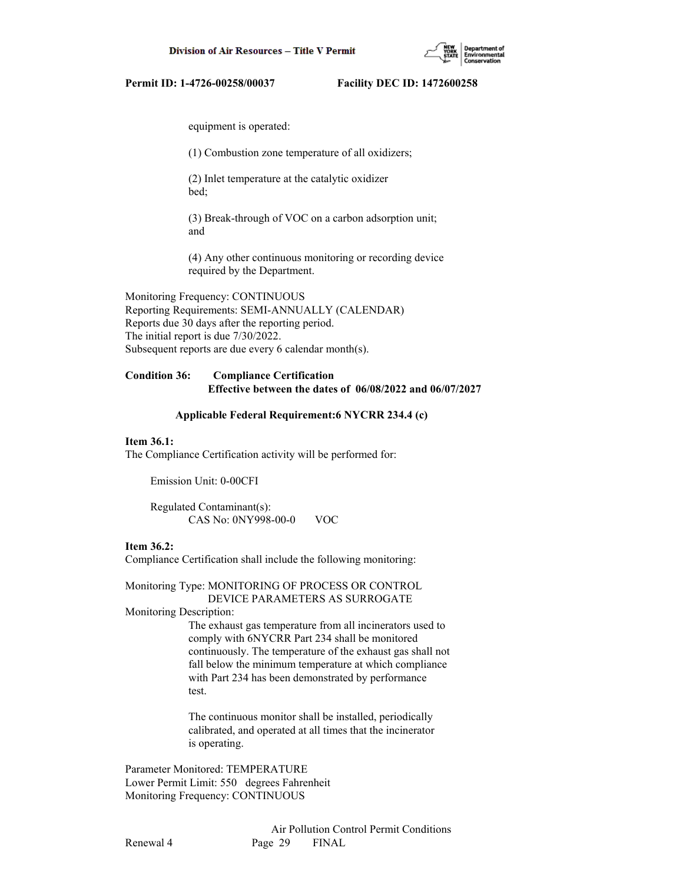equipment is operated:

(1) Combustion zone temperature of all oxidizers;

(2) Inlet temperature at the catalytic oxidizer bed;

(3) Break-through of VOC on a carbon adsorption unit; and

(4) Any other continuous monitoring or recording device required by the Department.

Monitoring Frequency: CONTINUOUS
Reporting Requirements: SEMI-ANNUALLY (CALENDAR)
Reports due 30 days after the reporting period.
The initial report is due 7/30/2022.
Subsequent reports are due every 6 calendar month(s).

**Condition 36: Compliance Certification**
**Effective between the dates of 06/08/2022 and 06/07/2027**

**Applicable Federal Requirement:6 NYCRR 234.4 (c)**

**Item 36.1:**
The Compliance Certification activity will be performed for:

Emission Unit: 0-00CFI

Regulated Contaminant(s):
CAS No: 0NY998-00-0 VOC

**Item 36.2:**
Compliance Certification shall include the following monitoring:

Monitoring Type: MONITORING OF PROCESS OR CONTROL DEVICE PARAMETERS AS SURROGATE
Monitoring Description:

The exhaust gas temperature from all incinerators used to comply with 6NYCRR Part 234 shall be monitored continuously. The temperature of the exhaust gas shall not fall below the minimum temperature at which compliance with Part 234 has been demonstrated by performance test.

The continuous monitor shall be installed, periodically calibrated, and operated at all times that the incinerator is operating.

Parameter Monitored: TEMPERATURE
Lower Permit Limit: 550 degrees Fahrenheit
Monitoring Frequency: CONTINUOUS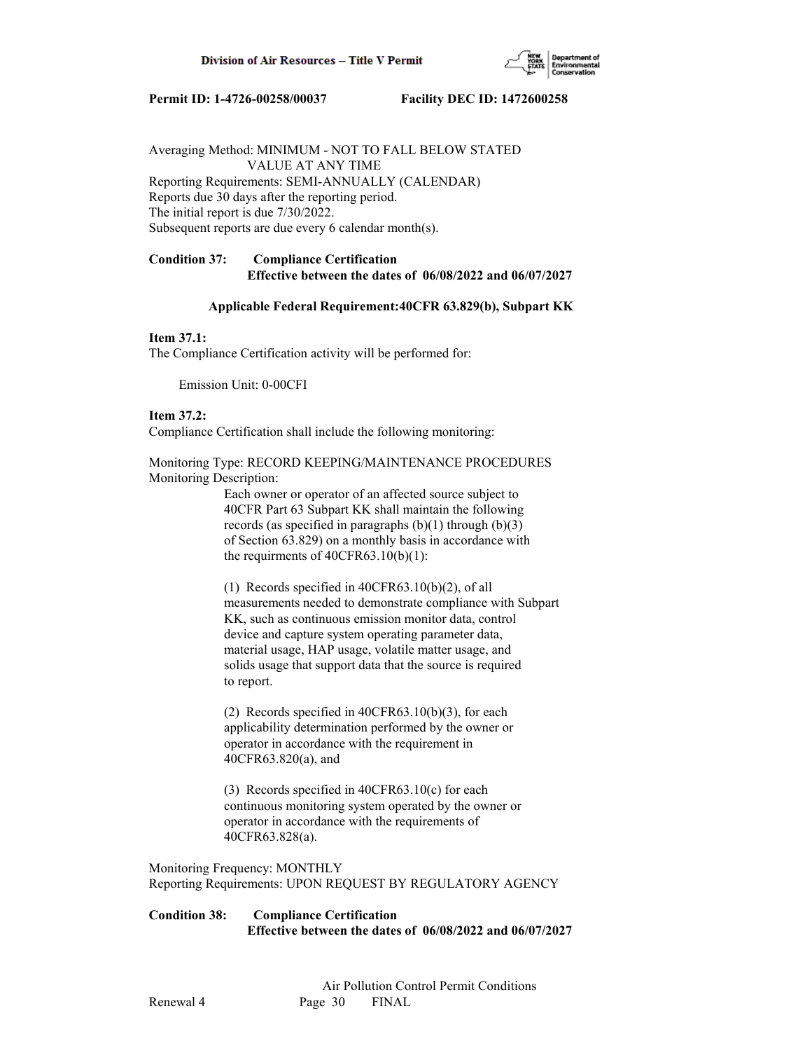Averaging Method: MINIMUM - NOT TO FALL BELOW STATED VALUE AT ANY TIME
Reporting Requirements: SEMI-ANNUALLY (CALENDAR)
Reports due 30 days after the reporting period.
The initial report is due 7/30/2022.
Subsequent reports are due every 6 calendar month(s).

**Condition 37: Compliance Certification**
**Effective between the dates of 06/08/2022 and 06/07/2027**

**Applicable Federal Requirement:40CFR 63.829(b), Subpart KK**

**Item 37.1:**
The Compliance Certification activity will be performed for:

Emission Unit: 0-00CFI

**Item 37.2:**
Compliance Certification shall include the following monitoring:

Monitoring Type: RECORD KEEPING/MAINTENANCE PROCEDURES
Monitoring Description:

Each owner or operator of an affected source subject to 40CFR Part 63 Subpart KK shall maintain the following records (as specified in paragraphs (b)(1) through (b)(3) of Section 63.829) on a monthly basis in accordance with the requirments of 40CFR63.10(b)(1):

(1) Records specified in 40CFR63.10(b)(2), of all measurements needed to demonstrate compliance with Subpart KK, such as continuous emission monitor data, control device and capture system operating parameter data, material usage, HAP usage, volatile matter usage, and solids usage that support data that the source is required to report.

(2) Records specified in 40CFR63.10(b)(3), for each applicability determination performed by the owner or operator in accordance with the requirement in 40CFR63.820(a), and

(3) Records specified in 40CFR63.10(c) for each continuous monitoring system operated by the owner or operator in accordance with the requirements of 40CFR63.828(a).

Monitoring Frequency: MONTHLY
Reporting Requirements: UPON REQUEST BY REGULATORY AGENCY

**Condition 38: Compliance Certification**
**Effective between the dates of 06/08/2022 and 06/07/2027**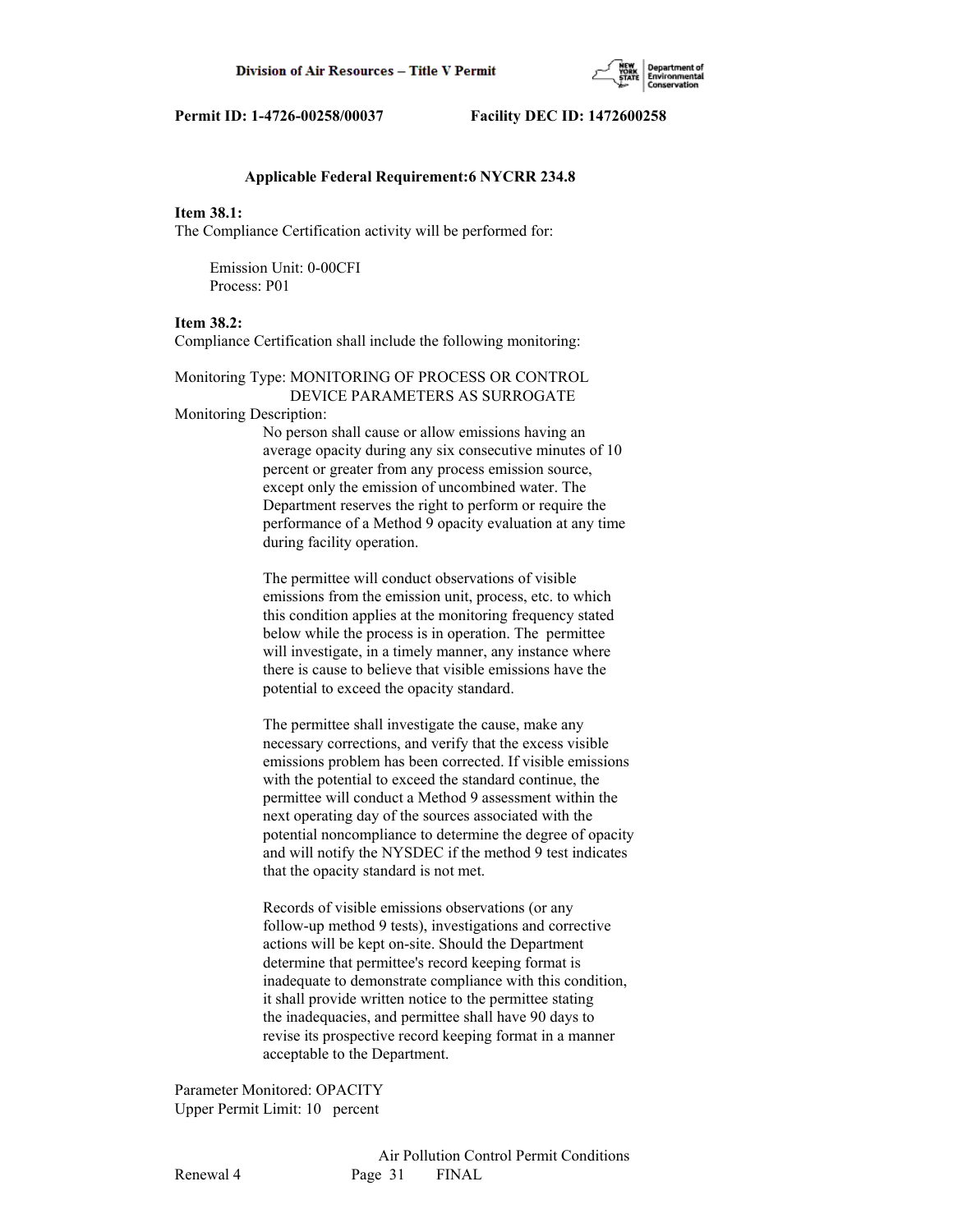**Applicable Federal Requirement:6 NYCRR 234.8**

**Item 38.1:**
The Compliance Certification activity will be performed for:

Emission Unit: 0-00CFI
Process: P01

**Item 38.2:**
Compliance Certification shall include the following monitoring:

Monitoring Type: MONITORING OF PROCESS OR CONTROL DEVICE PARAMETERS AS SURROGATE
Monitoring Description:

No person shall cause or allow emissions having an average opacity during any six consecutive minutes of 10 percent or greater from any process emission source, except only the emission of uncombined water. The Department reserves the right to perform or require the performance of a Method 9 opacity evaluation at any time during facility operation.

The permittee will conduct observations of visible emissions from the emission unit, process, etc. to which this condition applies at the monitoring frequency stated below while the process is in operation. The permittee will investigate, in a timely manner, any instance where there is cause to believe that visible emissions have the potential to exceed the opacity standard.

The permittee shall investigate the cause, make any necessary corrections, and verify that the excess visible emissions problem has been corrected. If visible emissions with the potential to exceed the standard continue, the permittee will conduct a Method 9 assessment within the next operating day of the sources associated with the potential noncompliance to determine the degree of opacity and will notify the NYSDEC if the method 9 test indicates that the opacity standard is not met.

Records of visible emissions observations (or any follow-up method 9 tests), investigations and corrective actions will be kept on-site. Should the Department determine that permittee's record keeping format is inadequate to demonstrate compliance with this condition, it shall provide written notice to the permittee stating the inadequacies, and permittee shall have 90 days to revise its prospective record keeping format in a manner acceptable to the Department.

Parameter Monitored: OPACITY
Upper Permit Limit: 10 percent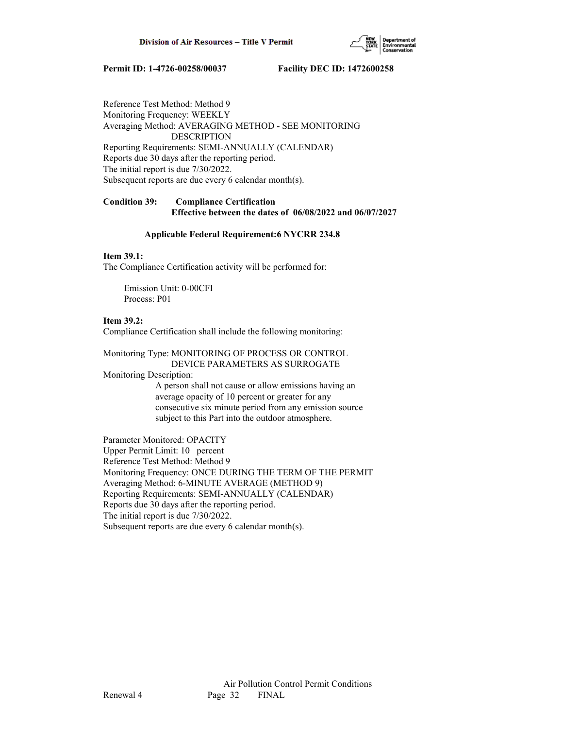Reference Test Method: Method 9
Monitoring Frequency: WEEKLY
Averaging Method: AVERAGING METHOD - SEE MONITORING DESCRIPTION
Reporting Requirements: SEMI-ANNUALLY (CALENDAR)
Reports due 30 days after the reporting period.
The initial report is due 7/30/2022.
Subsequent reports are due every 6 calendar month(s).

**Condition 39: Compliance Certification**
**Effective between the dates of 06/08/2022 and 06/07/2027**

**Applicable Federal Requirement:6 NYCRR 234.8**

**Item 39.1:**
The Compliance Certification activity will be performed for:

Emission Unit: 0-00CFI
Process: P01

**Item 39.2:**
Compliance Certification shall include the following monitoring:

Monitoring Type: MONITORING OF PROCESS OR CONTROL DEVICE PARAMETERS AS SURROGATE
Monitoring Description:
A person shall not cause or allow emissions having an average opacity of 10 percent or greater for any consecutive six minute period from any emission source subject to this Part into the outdoor atmosphere.

Parameter Monitored: OPACITY
Upper Permit Limit: 10 percent
Reference Test Method: Method 9
Monitoring Frequency: ONCE DURING THE TERM OF THE PERMIT
Averaging Method: 6-MINUTE AVERAGE (METHOD 9)
Reporting Requirements: SEMI-ANNUALLY (CALENDAR)
Reports due 30 days after the reporting period.
The initial report is due 7/30/2022.
Subsequent reports are due every 6 calendar month(s).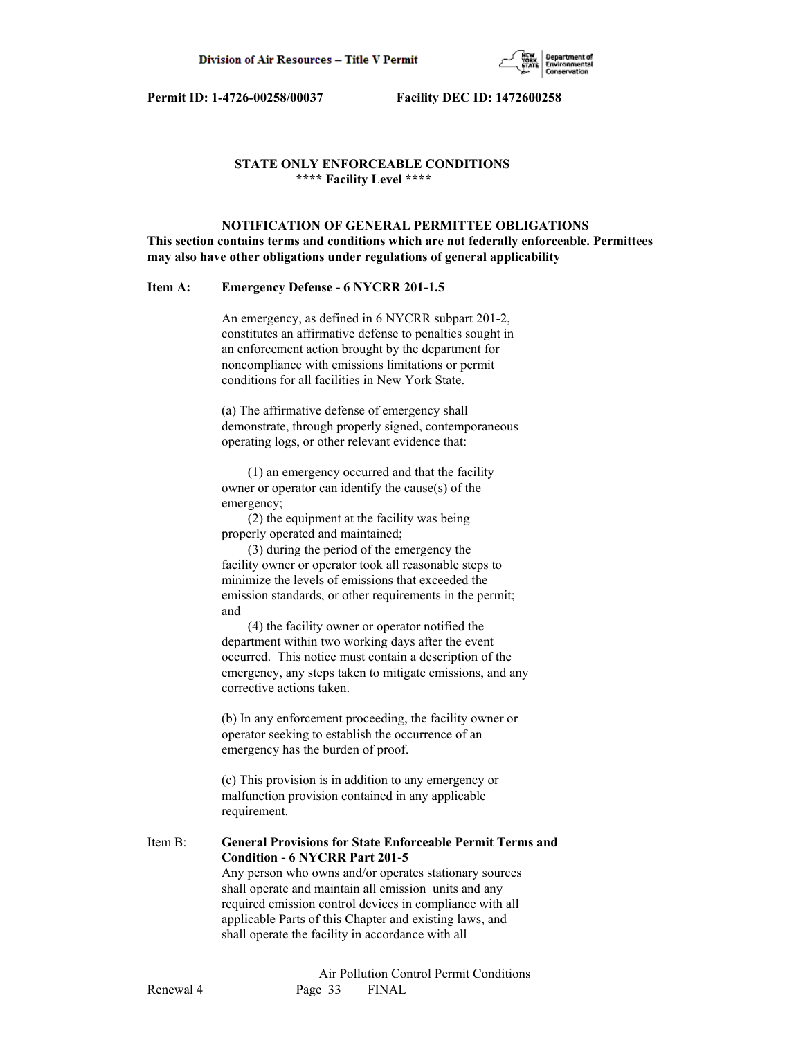Permit ID: 1-4726-00258/00037 Facility DEC ID: 1472600258

## STATE ONLY ENFORCEABLE CONDITIONS
**\*\*\*\* Facility Level \*\*\*\***

### NOTIFICATION OF GENERAL PERMITTEE OBLIGATIONS

**This section contains terms and conditions which are not federally enforceable. Permittees may also have other obligations under regulations of general applicability**

**Item A: Emergency Defense - 6 NYCRR 201-1.5**

An emergency, as defined in 6 NYCRR subpart 201-2, constitutes an affirmative defense to penalties sought in an enforcement action brought by the department for noncompliance with emissions limitations or permit conditions for all facilities in New York State.

(a) The affirmative defense of emergency shall demonstrate, through properly signed, contemporaneous operating logs, or other relevant evidence that:

(1) an emergency occurred and that the facility owner or operator can identify the cause(s) of the emergency;
(2) the equipment at the facility was being properly operated and maintained;
(3) during the period of the emergency the facility owner or operator took all reasonable steps to minimize the levels of emissions that exceeded the emission standards, or other requirements in the permit; and
(4) the facility owner or operator notified the department within two working days after the event occurred. This notice must contain a description of the emergency, any steps taken to mitigate emissions, and any corrective actions taken.

(b) In any enforcement proceeding, the facility owner or operator seeking to establish the occurrence of an emergency has the burden of proof.

(c) This provision is in addition to any emergency or malfunction provision contained in any applicable requirement.

Item B: **General Provisions for State Enforceable Permit Terms and Condition - 6 NYCRR Part 201-5**

Any person who owns and/or operates stationary sources shall operate and maintain all emission units and any required emission control devices in compliance with all applicable Parts of this Chapter and existing laws, and shall operate the facility in accordance with all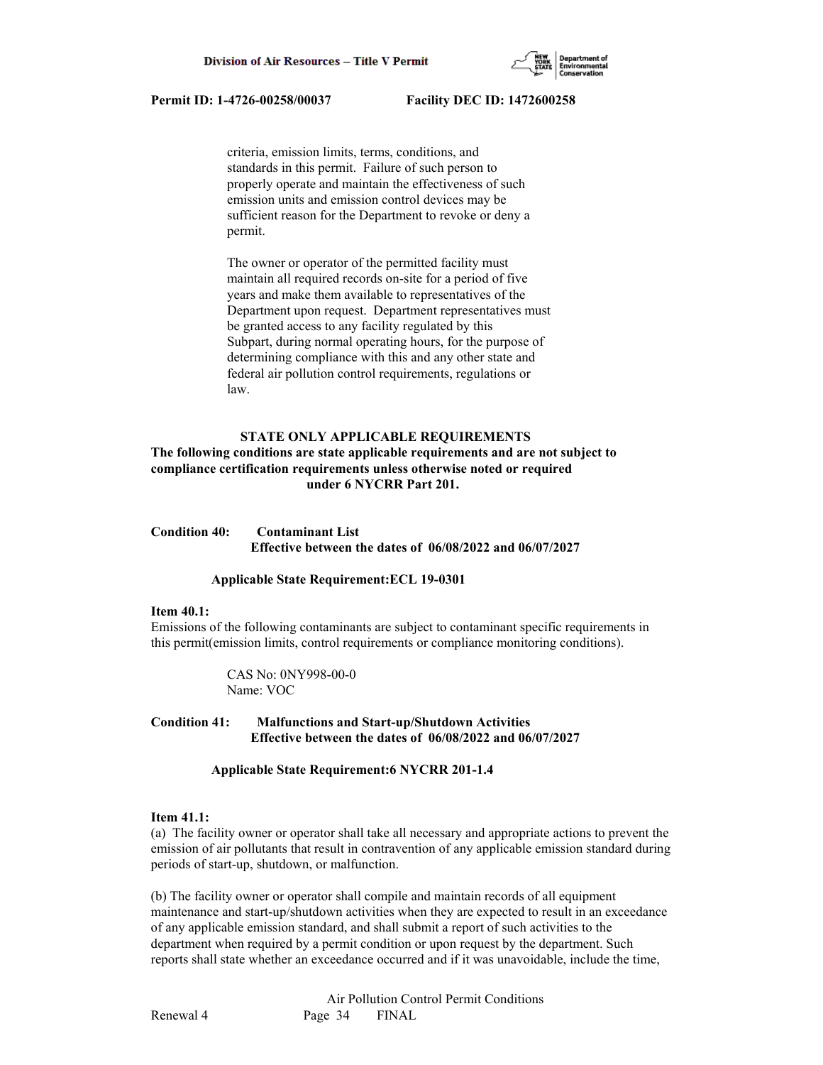criteria, emission limits, terms, conditions, and standards in this permit. Failure of such person to properly operate and maintain the effectiveness of such emission units and emission control devices may be sufficient reason for the Department to revoke or deny a permit.

The owner or operator of the permitted facility must maintain all required records on-site for a period of five years and make them available to representatives of the Department upon request. Department representatives must be granted access to any facility regulated by this Subpart, during normal operating hours, for the purpose of determining compliance with this and any other state and federal air pollution control requirements, regulations or law.

**STATE ONLY APPLICABLE REQUIREMENTS**
**The following conditions are state applicable requirements and are not subject to compliance certification requirements unless otherwise noted or required under 6 NYCRR Part 201.**

**Condition 40: Contaminant List**
**Effective between the dates of 06/08/2022 and 06/07/2027**

**Applicable State Requirement:ECL 19-0301**

**Item 40.1:**
Emissions of the following contaminants are subject to contaminant specific requirements in this permit(emission limits, control requirements or compliance monitoring conditions).

CAS No: 0NY998-00-0
Name: VOC

**Condition 41: Malfunctions and Start-up/Shutdown Activities**
**Effective between the dates of 06/08/2022 and 06/07/2027**

**Applicable State Requirement:6 NYCRR 201-1.4**

**Item 41.1:**
(a) The facility owner or operator shall take all necessary and appropriate actions to prevent the emission of air pollutants that result in contravention of any applicable emission standard during periods of start-up, shutdown, or malfunction.

(b) The facility owner or operator shall compile and maintain records of all equipment maintenance and start-up/shutdown activities when they are expected to result in an exceedance of any applicable emission standard, and shall submit a report of such activities to the department when required by a permit condition or upon request by the department. Such reports shall state whether an exceedance occurred and if it was unavoidable, include the time,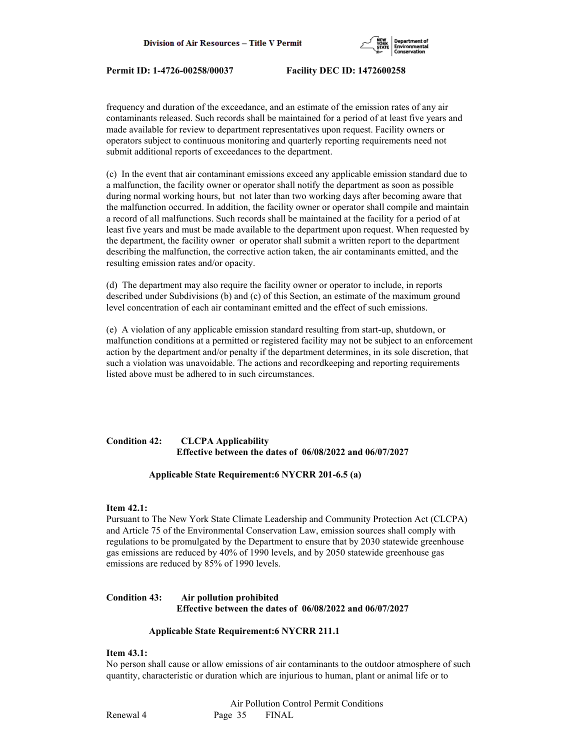frequency and duration of the exceedance, and an estimate of the emission rates of any air contaminants released. Such records shall be maintained for a period of at least five years and made available for review to department representatives upon request. Facility owners or operators subject to continuous monitoring and quarterly reporting requirements need not submit additional reports of exceedances to the department.

(c) In the event that air contaminant emissions exceed any applicable emission standard due to a malfunction, the facility owner or operator shall notify the department as soon as possible during normal working hours, but not later than two working days after becoming aware that the malfunction occurred. In addition, the facility owner or operator shall compile and maintain a record of all malfunctions. Such records shall be maintained at the facility for a period of at least five years and must be made available to the department upon request. When requested by the department, the facility owner or operator shall submit a written report to the department describing the malfunction, the corrective action taken, the air contaminants emitted, and the resulting emission rates and/or opacity.

(d) The department may also require the facility owner or operator to include, in reports described under Subdivisions (b) and (c) of this Section, an estimate of the maximum ground level concentration of each air contaminant emitted and the effect of such emissions.

(e) A violation of any applicable emission standard resulting from start-up, shutdown, or malfunction conditions at a permitted or registered facility may not be subject to an enforcement action by the department and/or penalty if the department determines, in its sole discretion, that such a violation was unavoidable. The actions and recordkeeping and reporting requirements listed above must be adhered to in such circumstances.

**Condition 42: CLCPA Applicability**
**Effective between the dates of 06/08/2022 and 06/07/2027**

**Applicable State Requirement:6 NYCRR 201-6.5 (a)**

**Item 42.1:**
Pursuant to The New York State Climate Leadership and Community Protection Act (CLCPA) and Article 75 of the Environmental Conservation Law, emission sources shall comply with regulations to be promulgated by the Department to ensure that by 2030 statewide greenhouse gas emissions are reduced by 40% of 1990 levels, and by 2050 statewide greenhouse gas emissions are reduced by 85% of 1990 levels.

**Condition 43: Air pollution prohibited**
**Effective between the dates of 06/08/2022 and 06/07/2027**

**Applicable State Requirement:6 NYCRR 211.1**

**Item 43.1:**
No person shall cause or allow emissions of air contaminants to the outdoor atmosphere of such quantity, characteristic or duration which are injurious to human, plant or animal life or to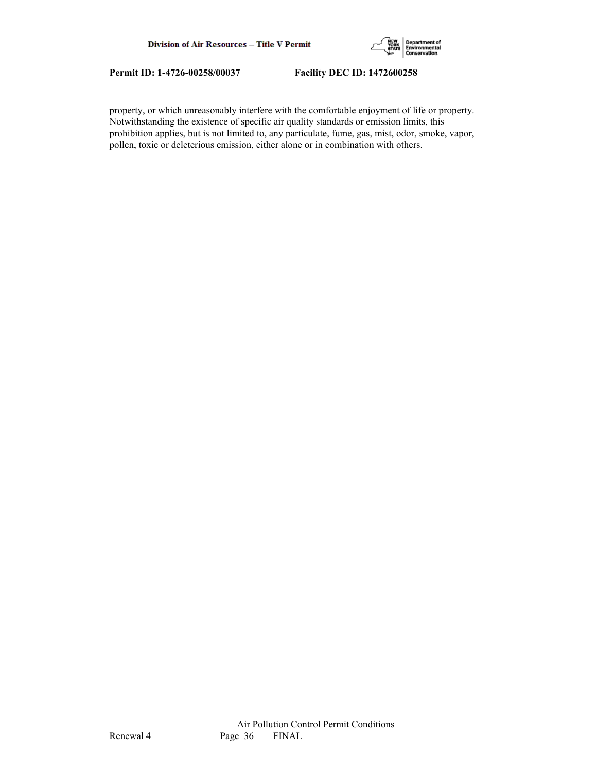property, or which unreasonably interfere with the comfortable enjoyment of life or property. Notwithstanding the existence of specific air quality standards or emission limits, this prohibition applies, but is not limited to, any particulate, fume, gas, mist, odor, smoke, vapor, pollen, toxic or deleterious emission, either alone or in combination with others.